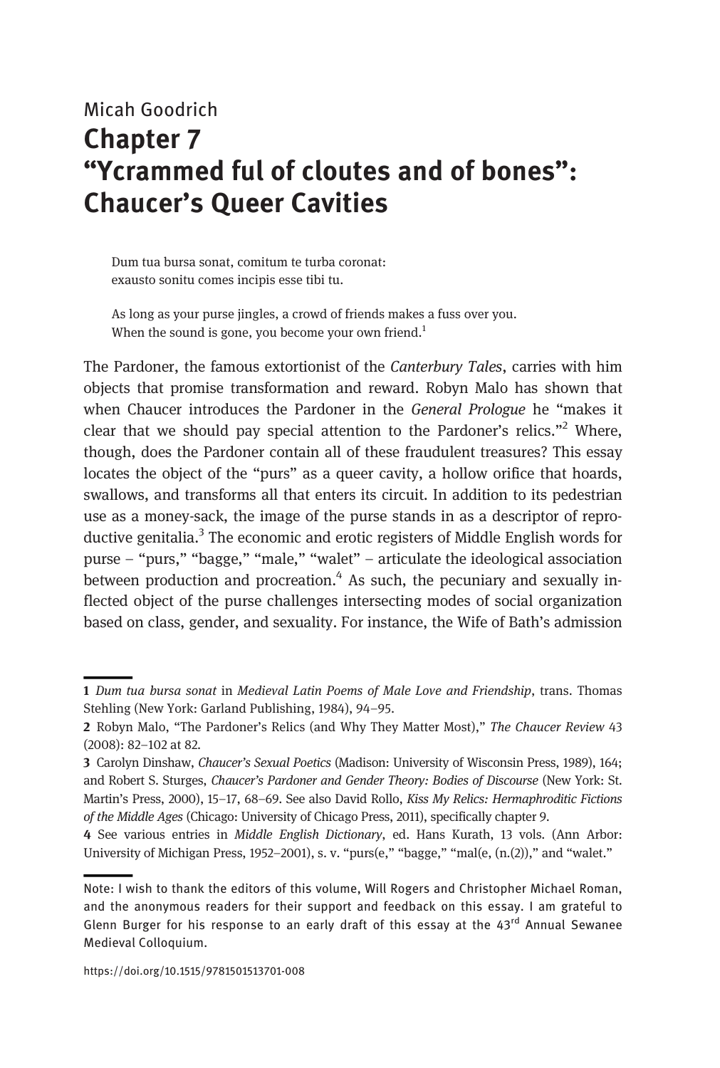Micah Goodrich

# Chapter 7
# "Ycrammed ful of cloutes and of bones": Chaucer's Queer Cavities

> Dum tua bursa sonat, comitum te turba coronat:
> exausto sonitu comes incipis esse tibi tu.
>
> As long as your purse jingles, a crowd of friends makes a fuss over you.
> When the sound is gone, you become your own friend.[1]

The Pardoner, the famous extortionist of the *Canterbury Tales*, carries with him objects that promise transformation and reward. Robyn Malo has shown that when Chaucer introduces the Pardoner in the *General Prologue* he "makes it clear that we should pay special attention to the Pardoner's relics."[2] Where, though, does the Pardoner contain all of these fraudulent treasures? This essay locates the object of the "purs" as a queer cavity, a hollow orifice that hoards, swallows, and transforms all that enters its circuit. In addition to its pedestrian use as a money-sack, the image of the purse stands in as a descriptor of reproductive genitalia.[3] The economic and erotic registers of Middle English words for purse – "purs," "bagge," "male," "walet" – articulate the ideological association between production and procreation.[4] As such, the pecuniary and sexually inflected object of the purse challenges intersecting modes of social organization based on class, gender, and sexuality. For instance, the Wife of Bath's admission

---

1 *Dum tua bursa sonat* in *Medieval Latin Poems of Male Love and Friendship*, trans. Thomas Stehling (New York: Garland Publishing, 1984), 94–95.

2 Robyn Malo, "The Pardoner's Relics (and Why They Matter Most)," *The Chaucer Review* 43 (2008): 82–102 at 82.

3 Carolyn Dinshaw, *Chaucer's Sexual Poetics* (Madison: University of Wisconsin Press, 1989), 164; and Robert S. Sturges, *Chaucer's Pardoner and Gender Theory: Bodies of Discourse* (New York: St. Martin's Press, 2000), 15–17, 68–69. See also David Rollo, *Kiss My Relics: Hermaphroditic Fictions of the Middle Ages* (Chicago: University of Chicago Press, 2011), specifically chapter 9.

4 See various entries in *Middle English Dictionary*, ed. Hans Kurath, 13 vols. (Ann Arbor: University of Michigan Press, 1952–2001), s. v. "purs(e," "bagge," "mal(e, (n.(2))," and "walet."

---

Note: I wish to thank the editors of this volume, Will Rogers and Christopher Michael Roman, and the anonymous readers for their support and feedback on this essay. I am grateful to Glenn Burger for his response to an early draft of this essay at the 43rd Annual Sewanee Medieval Colloquium.

https://doi.org/10.1515/9781501513701-008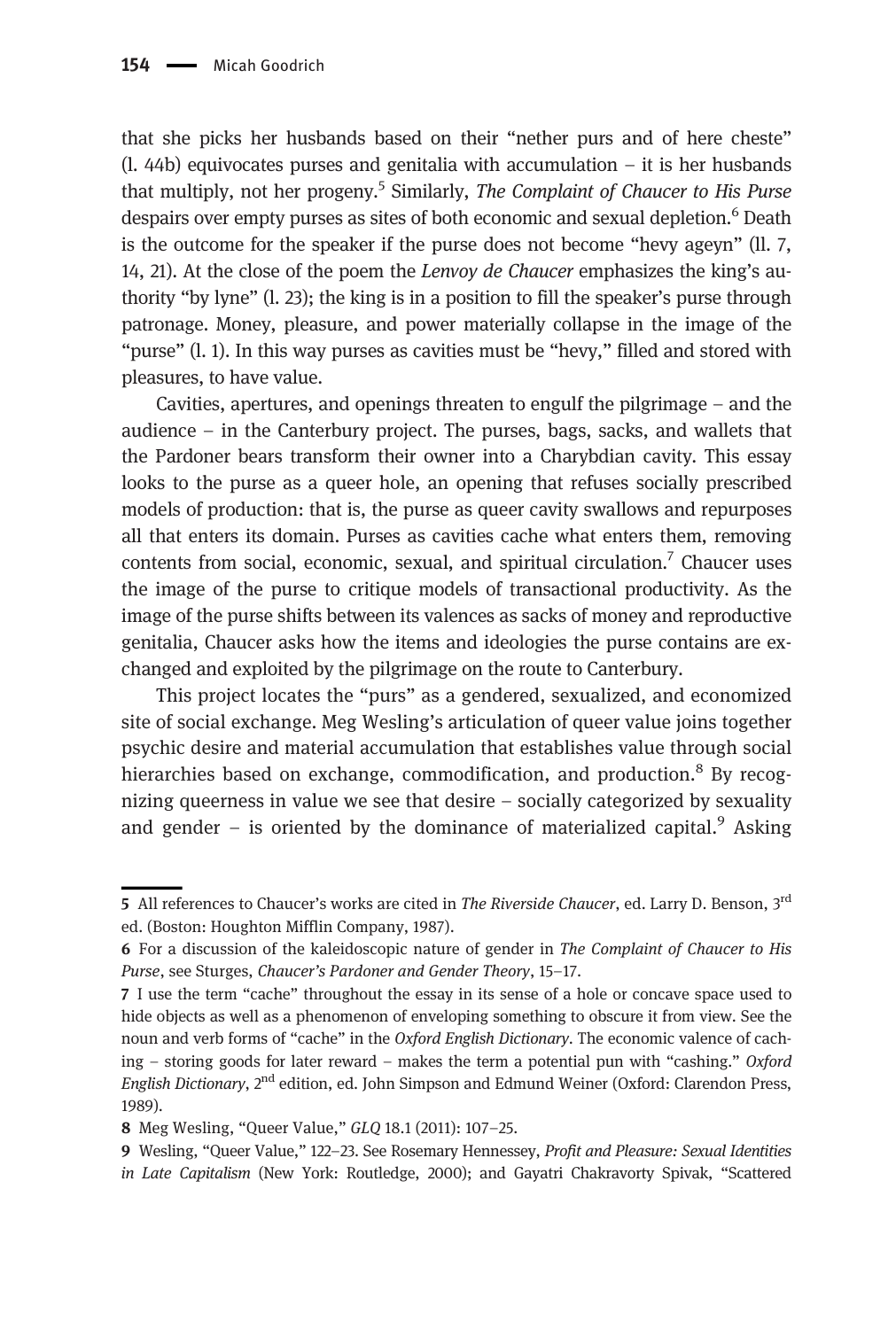that she picks her husbands based on their "nether purs and of here cheste" (l. 44b) equivocates purses and genitalia with accumulation – it is her husbands that multiply, not her progeny.[5] Similarly, *The Complaint of Chaucer to His Purse* despairs over empty purses as sites of both economic and sexual depletion.[6] Death is the outcome for the speaker if the purse does not become "hevy ageyn" (ll. 7, 14, 21). At the close of the poem the *Lenvoy de Chaucer* emphasizes the king's authority "by lyne" (l. 23); the king is in a position to fill the speaker's purse through patronage. Money, pleasure, and power materially collapse in the image of the "purse" (l. 1). In this way purses as cavities must be "hevy," filled and stored with pleasures, to have value.

Cavities, apertures, and openings threaten to engulf the pilgrimage – and the audience – in the Canterbury project. The purses, bags, sacks, and wallets that the Pardoner bears transform their owner into a Charybdian cavity. This essay looks to the purse as a queer hole, an opening that refuses socially prescribed models of production: that is, the purse as queer cavity swallows and repurposes all that enters its domain. Purses as cavities cache what enters them, removing contents from social, economic, sexual, and spiritual circulation.[7] Chaucer uses the image of the purse to critique models of transactional productivity. As the image of the purse shifts between its valences as sacks of money and reproductive genitalia, Chaucer asks how the items and ideologies the purse contains are exchanged and exploited by the pilgrimage on the route to Canterbury.

This project locates the "purs" as a gendered, sexualized, and economized site of social exchange. Meg Wesling's articulation of queer value joins together psychic desire and material accumulation that establishes value through social hierarchies based on exchange, commodification, and production.[8] By recognizing queerness in value we see that desire – socially categorized by sexuality and gender – is oriented by the dominance of materialized capital.[9] Asking

---

5 All references to Chaucer's works are cited in *The Riverside Chaucer*, ed. Larry D. Benson, 3rd ed. (Boston: Houghton Mifflin Company, 1987).

6 For a discussion of the kaleidoscopic nature of gender in *The Complaint of Chaucer to His Purse*, see Sturges, *Chaucer's Pardoner and Gender Theory*, 15–17.

7 I use the term "cache" throughout the essay in its sense of a hole or concave space used to hide objects as well as a phenomenon of enveloping something to obscure it from view. See the noun and verb forms of "cache" in the *Oxford English Dictionary*. The economic valence of caching – storing goods for later reward – makes the term a potential pun with "cashing." *Oxford English Dictionary*, 2nd edition, ed. John Simpson and Edmund Weiner (Oxford: Clarendon Press, 1989).

8 Meg Wesling, "Queer Value," *GLQ* 18.1 (2011): 107–25.

9 Wesling, "Queer Value," 122–23. See Rosemary Hennessey, *Profit and Pleasure: Sexual Identities in Late Capitalism* (New York: Routledge, 2000); and Gayatri Chakravorty Spivak, "Scattered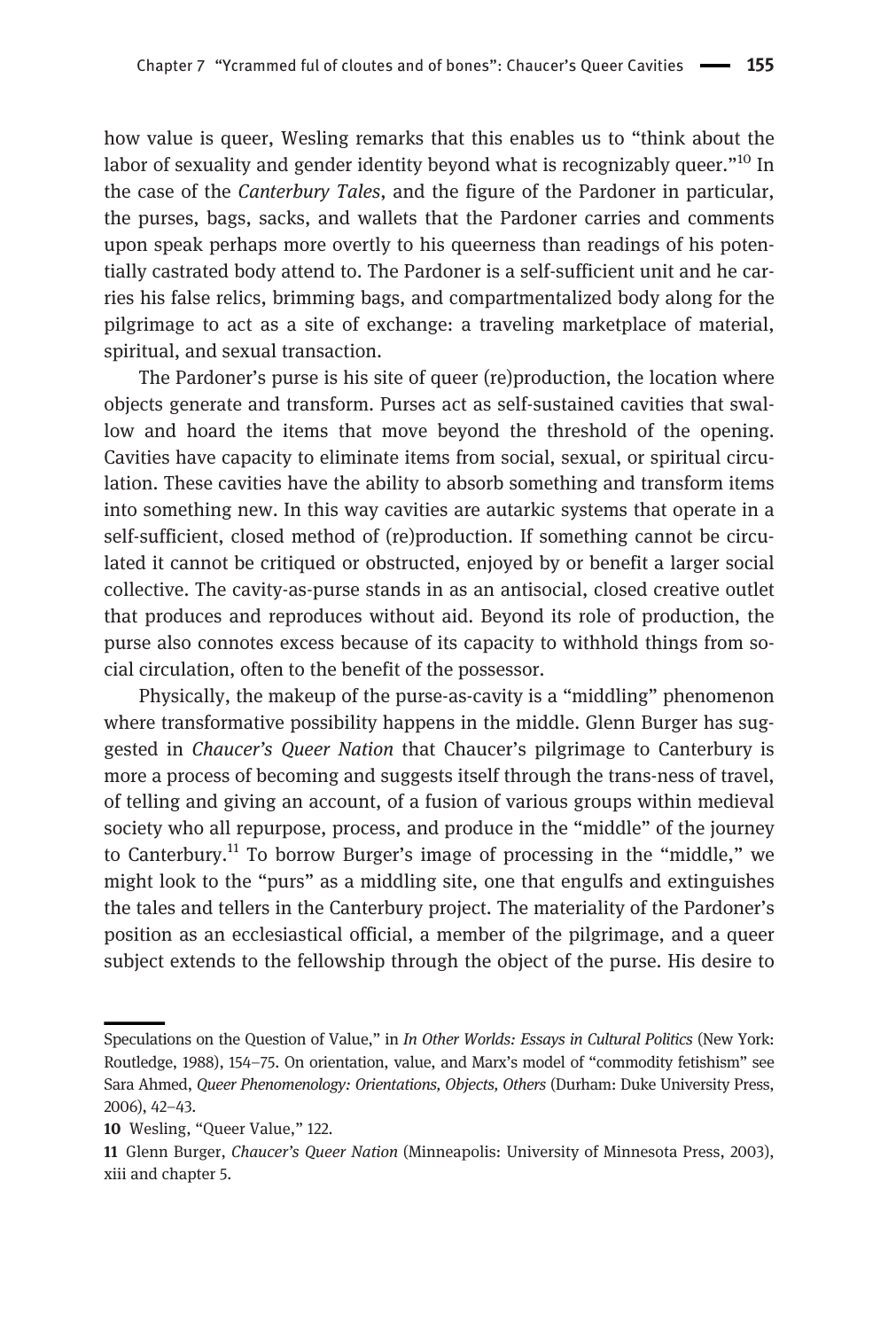how value is queer, Wesling remarks that this enables us to "think about the labor of sexuality and gender identity beyond what is recognizably queer."[10] In the case of the *Canterbury Tales*, and the figure of the Pardoner in particular, the purses, bags, sacks, and wallets that the Pardoner carries and comments upon speak perhaps more overtly to his queerness than readings of his potentially castrated body attend to. The Pardoner is a self-sufficient unit and he carries his false relics, brimming bags, and compartmentalized body along for the pilgrimage to act as a site of exchange: a traveling marketplace of material, spiritual, and sexual transaction.

The Pardoner's purse is his site of queer (re)production, the location where objects generate and transform. Purses act as self-sustained cavities that swallow and hoard the items that move beyond the threshold of the opening. Cavities have capacity to eliminate items from social, sexual, or spiritual circulation. These cavities have the ability to absorb something and transform items into something new. In this way cavities are autarkic systems that operate in a self-sufficient, closed method of (re)production. If something cannot be circulated it cannot be critiqued or obstructed, enjoyed by or benefit a larger social collective. The cavity-as-purse stands in as an antisocial, closed creative outlet that produces and reproduces without aid. Beyond its role of production, the purse also connotes excess because of its capacity to withhold things from social circulation, often to the benefit of the possessor.

Physically, the makeup of the purse-as-cavity is a "middling" phenomenon where transformative possibility happens in the middle. Glenn Burger has suggested in *Chaucer's Queer Nation* that Chaucer's pilgrimage to Canterbury is more a process of becoming and suggests itself through the trans-ness of travel, of telling and giving an account, of a fusion of various groups within medieval society who all repurpose, process, and produce in the "middle" of the journey to Canterbury.[11] To borrow Burger's image of processing in the "middle," we might look to the "purs" as a middling site, one that engulfs and extinguishes the tales and tellers in the Canterbury project. The materiality of the Pardoner's position as an ecclesiastical official, a member of the pilgrimage, and a queer subject extends to the fellowship through the object of the purse. His desire to

---

Speculations on the Question of Value," in *In Other Worlds: Essays in Cultural Politics* (New York: Routledge, 1988), 154–75. On orientation, value, and Marx's model of "commodity fetishism" see Sara Ahmed, *Queer Phenomenology: Orientations, Objects, Others* (Durham: Duke University Press, 2006), 42–43.

**10** Wesling, "Queer Value," 122.

**11** Glenn Burger, *Chaucer's Queer Nation* (Minneapolis: University of Minnesota Press, 2003), xiii and chapter 5.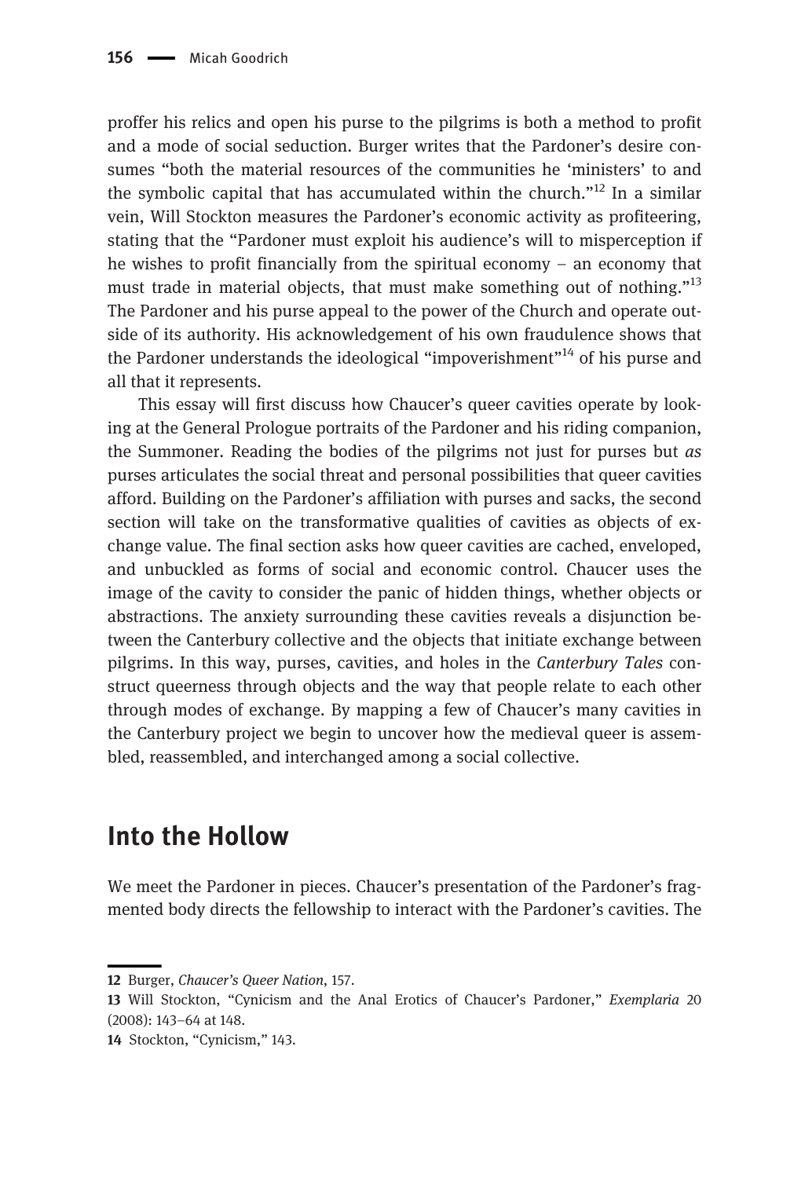proffer his relics and open his purse to the pilgrims is both a method to profit and a mode of social seduction. Burger writes that the Pardoner's desire consumes "both the material resources of the communities he 'ministers' to and the symbolic capital that has accumulated within the church."[12] In a similar vein, Will Stockton measures the Pardoner's economic activity as profiteering, stating that the "Pardoner must exploit his audience's will to misperception if he wishes to profit financially from the spiritual economy – an economy that must trade in material objects, that must make something out of nothing."[13] The Pardoner and his purse appeal to the power of the Church and operate outside of its authority. His acknowledgement of his own fraudulence shows that the Pardoner understands the ideological "impoverishment"[14] of his purse and all that it represents.

This essay will first discuss how Chaucer's queer cavities operate by looking at the General Prologue portraits of the Pardoner and his riding companion, the Summoner. Reading the bodies of the pilgrims not just for purses but *as* purses articulates the social threat and personal possibilities that queer cavities afford. Building on the Pardoner's affiliation with purses and sacks, the second section will take on the transformative qualities of cavities as objects of exchange value. The final section asks how queer cavities are cached, enveloped, and unbuckled as forms of social and economic control. Chaucer uses the image of the cavity to consider the panic of hidden things, whether objects or abstractions. The anxiety surrounding these cavities reveals a disjunction between the Canterbury collective and the objects that initiate exchange between pilgrims. In this way, purses, cavities, and holes in the *Canterbury Tales* construct queerness through objects and the way that people relate to each other through modes of exchange. By mapping a few of Chaucer's many cavities in the Canterbury project we begin to uncover how the medieval queer is assembled, reassembled, and interchanged among a social collective.

## Into the Hollow

We meet the Pardoner in pieces. Chaucer's presentation of the Pardoner's fragmented body directs the fellowship to interact with the Pardoner's cavities. The

---

12 Burger, *Chaucer's Queer Nation*, 157.

13 Will Stockton, "Cynicism and the Anal Erotics of Chaucer's Pardoner," *Exemplaria* 20 (2008): 143–64 at 148.

14 Stockton, "Cynicism," 143.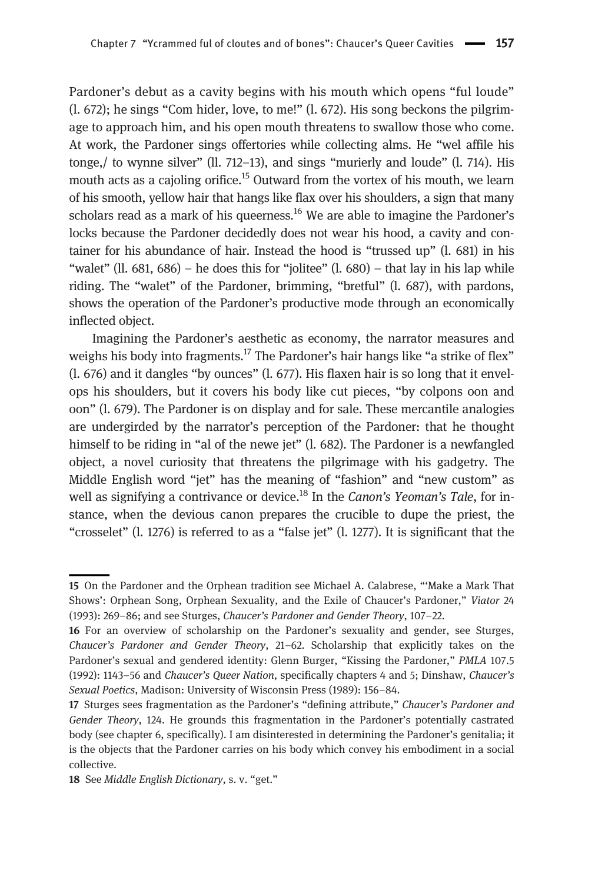Pardoner's debut as a cavity begins with his mouth which opens "ful loude" (l. 672); he sings "Com hider, love, to me!" (l. 672). His song beckons the pilgrimage to approach him, and his open mouth threatens to swallow those who come. At work, the Pardoner sings offertories while collecting alms. He "wel affile his tonge,/ to wynne silver" (ll. 712–13), and sings "murierly and loude" (l. 714). His mouth acts as a cajoling orifice.[15] Outward from the vortex of his mouth, we learn of his smooth, yellow hair that hangs like flax over his shoulders, a sign that many scholars read as a mark of his queerness.[16] We are able to imagine the Pardoner's locks because the Pardoner decidedly does not wear his hood, a cavity and container for his abundance of hair. Instead the hood is "trussed up" (l. 681) in his "walet" (ll. 681, 686) – he does this for "jolitee" (l. 680) – that lay in his lap while riding. The "walet" of the Pardoner, brimming, "bretful" (l. 687), with pardons, shows the operation of the Pardoner's productive mode through an economically inflected object.

Imagining the Pardoner's aesthetic as economy, the narrator measures and weighs his body into fragments.[17] The Pardoner's hair hangs like "a strike of flex" (l. 676) and it dangles "by ounces" (l. 677). His flaxen hair is so long that it envelops his shoulders, but it covers his body like cut pieces, "by colpons oon and oon" (l. 679). The Pardoner is on display and for sale. These mercantile analogies are undergirded by the narrator's perception of the Pardoner: that he thought himself to be riding in "al of the newe jet" (l. 682). The Pardoner is a newfangled object, a novel curiosity that threatens the pilgrimage with his gadgetry. The Middle English word "jet" has the meaning of "fashion" and "new custom" as well as signifying a contrivance or device.[18] In the *Canon's Yeoman's Tale*, for instance, when the devious canon prepares the crucible to dupe the priest, the "crosselet" (l. 1276) is referred to as a "false jet" (l. 1277). It is significant that the

---

15 On the Pardoner and the Orphean tradition see Michael A. Calabrese, "'Make a Mark That Shows': Orphean Song, Orphean Sexuality, and the Exile of Chaucer's Pardoner," *Viator* 24 (1993): 269–86; and see Sturges, *Chaucer's Pardoner and Gender Theory*, 107–22.

16 For an overview of scholarship on the Pardoner's sexuality and gender, see Sturges, *Chaucer's Pardoner and Gender Theory*, 21–62. Scholarship that explicitly takes on the Pardoner's sexual and gendered identity: Glenn Burger, "Kissing the Pardoner," *PMLA* 107.5 (1992): 1143–56 and *Chaucer's Queer Nation*, specifically chapters 4 and 5; Dinshaw, *Chaucer's Sexual Poetics*, Madison: University of Wisconsin Press (1989): 156–84.

17 Sturges sees fragmentation as the Pardoner's "defining attribute," *Chaucer's Pardoner and Gender Theory*, 124. He grounds this fragmentation in the Pardoner's potentially castrated body (see chapter 6, specifically). I am disinterested in determining the Pardoner's genitalia; it is the objects that the Pardoner carries on his body which convey his embodiment in a social collective.

18 See *Middle English Dictionary*, s. v. "get."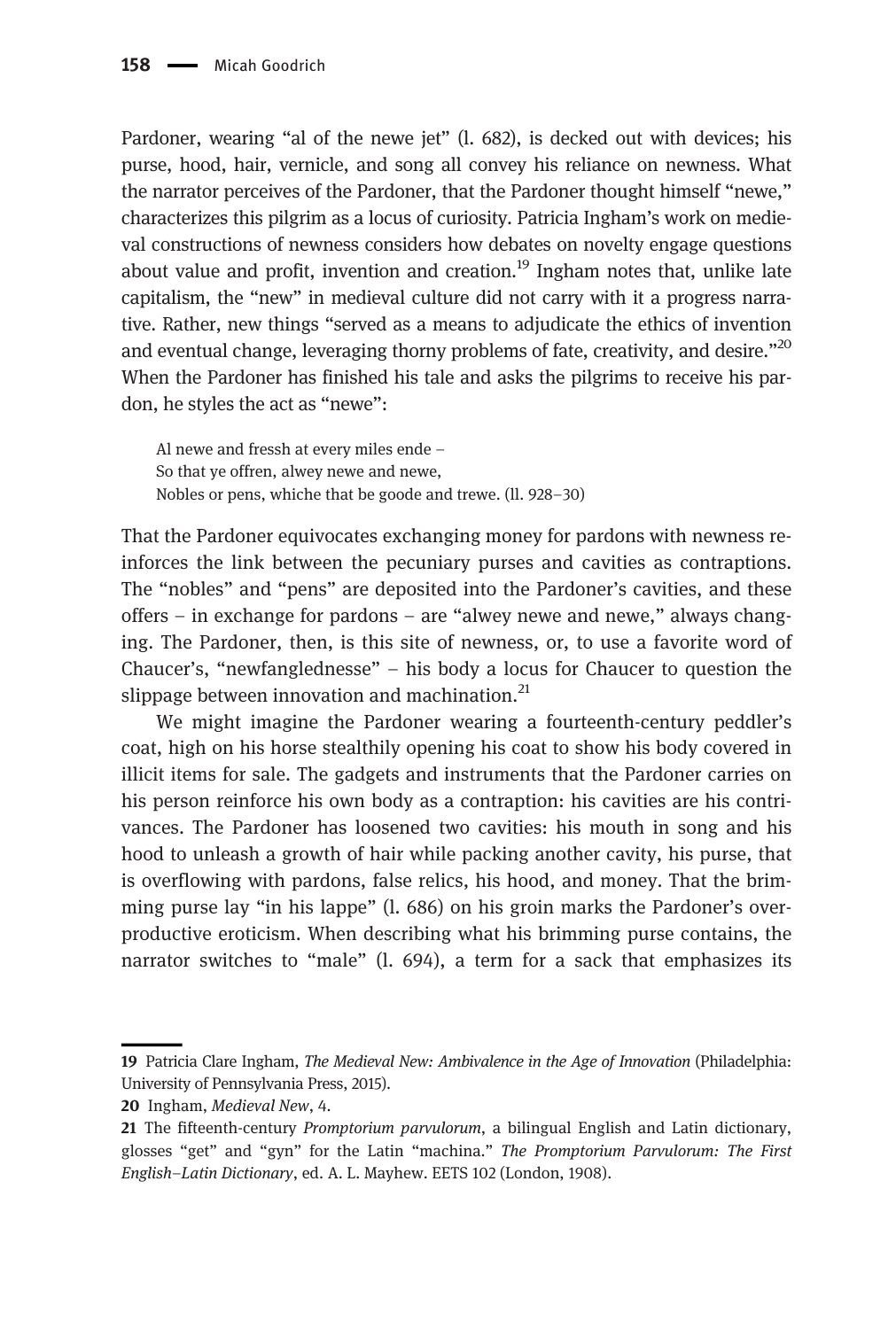Pardoner, wearing "al of the newe jet" (l. 682), is decked out with devices; his purse, hood, hair, vernicle, and song all convey his reliance on newness. What the narrator perceives of the Pardoner, that the Pardoner thought himself "newe," characterizes this pilgrim as a locus of curiosity. Patricia Ingham's work on medieval constructions of newness considers how debates on novelty engage questions about value and profit, invention and creation.[19] Ingham notes that, unlike late capitalism, the "new" in medieval culture did not carry with it a progress narrative. Rather, new things "served as a means to adjudicate the ethics of invention and eventual change, leveraging thorny problems of fate, creativity, and desire."[20] When the Pardoner has finished his tale and asks the pilgrims to receive his pardon, he styles the act as "newe":

> Al newe and fressh at every miles ende –
> So that ye offren, alwey newe and newe,
> Nobles or pens, whiche that be goode and trewe. (ll. 928–30)

That the Pardoner equivocates exchanging money for pardons with newness reinforces the link between the pecuniary purses and cavities as contraptions. The "nobles" and "pens" are deposited into the Pardoner's cavities, and these offers – in exchange for pardons – are "alwey newe and newe," always changing. The Pardoner, then, is this site of newness, or, to use a favorite word of Chaucer's, "newfanglednesse" – his body a locus for Chaucer to question the slippage between innovation and machination.[21]

We might imagine the Pardoner wearing a fourteenth-century peddler's coat, high on his horse stealthily opening his coat to show his body covered in illicit items for sale. The gadgets and instruments that the Pardoner carries on his person reinforce his own body as a contraption: his cavities are his contrivances. The Pardoner has loosened two cavities: his mouth in song and his hood to unleash a growth of hair while packing another cavity, his purse, that is overflowing with pardons, false relics, his hood, and money. That the brimming purse lay "in his lappe" (l. 686) on his groin marks the Pardoner's overproductive eroticism. When describing what his brimming purse contains, the narrator switches to "male" (l. 694), a term for a sack that emphasizes its

---

19 Patricia Clare Ingham, *The Medieval New: Ambivalence in the Age of Innovation* (Philadelphia: University of Pennsylvania Press, 2015).

20 Ingham, *Medieval New*, 4.

21 The fifteenth-century *Promptorium parvulorum*, a bilingual English and Latin dictionary, glosses "get" and "gyn" for the Latin "machina." *The Promptorium Parvulorum: The First English–Latin Dictionary*, ed. A. L. Mayhew. EETS 102 (London, 1908).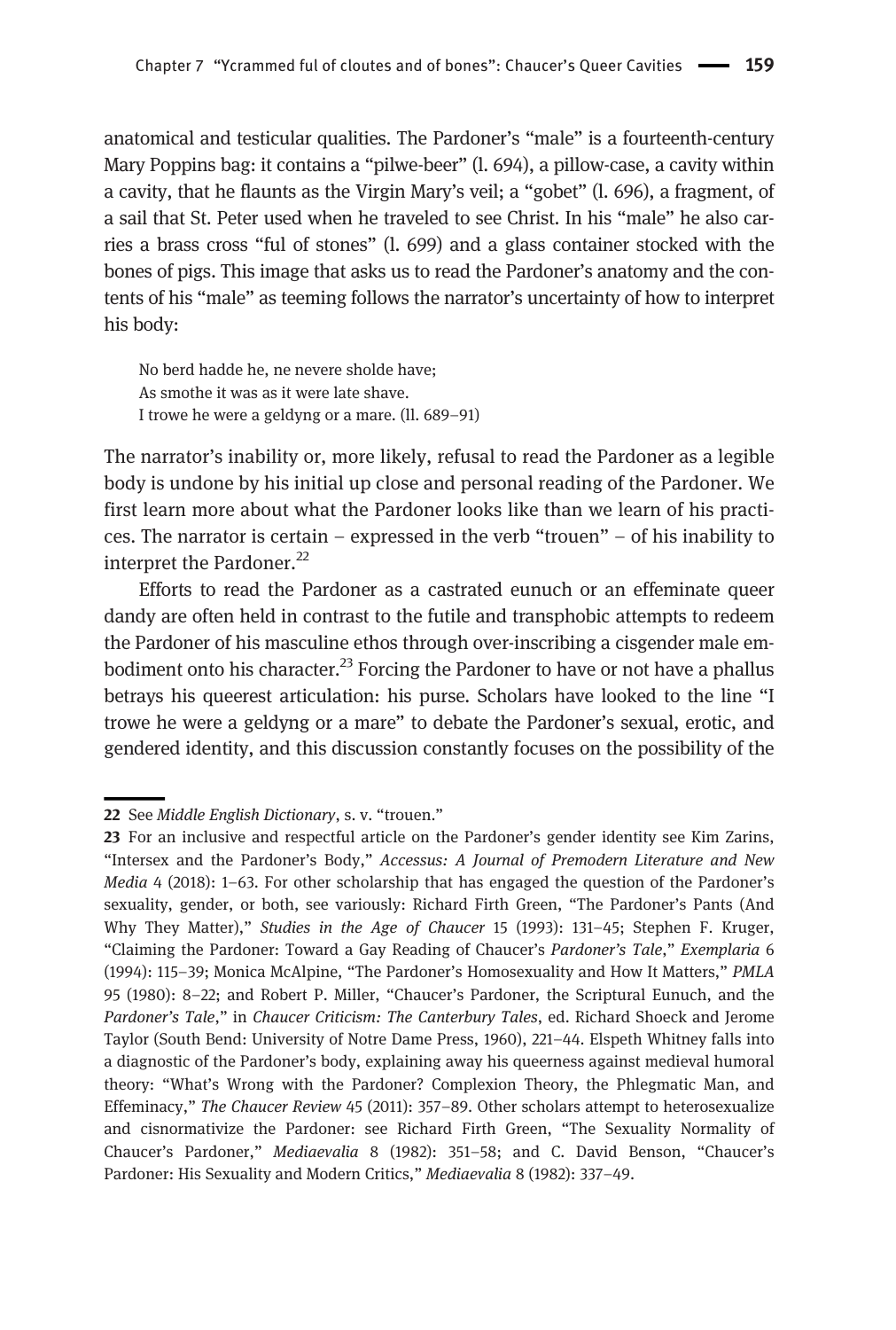anatomical and testicular qualities. The Pardoner's "male" is a fourteenth-century Mary Poppins bag: it contains a "pilwe-beer" (l. 694), a pillow-case, a cavity within a cavity, that he flaunts as the Virgin Mary's veil; a "gobet" (l. 696), a fragment, of a sail that St. Peter used when he traveled to see Christ. In his "male" he also carries a brass cross "ful of stones" (l. 699) and a glass container stocked with the bones of pigs. This image that asks us to read the Pardoner's anatomy and the contents of his "male" as teeming follows the narrator's uncertainty of how to interpret his body:

> No berd hadde he, ne nevere sholde have;
> As smothe it was as it were late shave.
> I trowe he were a geldyng or a mare. (ll. 689–91)

The narrator's inability or, more likely, refusal to read the Pardoner as a legible body is undone by his initial up close and personal reading of the Pardoner. We first learn more about what the Pardoner looks like than we learn of his practices. The narrator is certain – expressed in the verb "trouen" – of his inability to interpret the Pardoner.[22]

Efforts to read the Pardoner as a castrated eunuch or an effeminate queer dandy are often held in contrast to the futile and transphobic attempts to redeem the Pardoner of his masculine ethos through over-inscribing a cisgender male embodiment onto his character.[23] Forcing the Pardoner to have or not have a phallus betrays his queerest articulation: his purse. Scholars have looked to the line "I trowe he were a geldyng or a mare" to debate the Pardoner's sexual, erotic, and gendered identity, and this discussion constantly focuses on the possibility of the

---

**22** See *Middle English Dictionary*, s. v. "trouen."

**23** For an inclusive and respectful article on the Pardoner's gender identity see Kim Zarins, "Intersex and the Pardoner's Body," *Accessus: A Journal of Premodern Literature and New Media* 4 (2018): 1–63. For other scholarship that has engaged the question of the Pardoner's sexuality, gender, or both, see variously: Richard Firth Green, "The Pardoner's Pants (And Why They Matter)," *Studies in the Age of Chaucer* 15 (1993): 131–45; Stephen F. Kruger, "Claiming the Pardoner: Toward a Gay Reading of Chaucer's *Pardoner's Tale*," *Exemplaria* 6 (1994): 115–39; Monica McAlpine, "The Pardoner's Homosexuality and How It Matters," *PMLA* 95 (1980): 8–22; and Robert P. Miller, "Chaucer's Pardoner, the Scriptural Eunuch, and the *Pardoner's Tale*," in *Chaucer Criticism: The Canterbury Tales*, ed. Richard Shoeck and Jerome Taylor (South Bend: University of Notre Dame Press, 1960), 221–44. Elspeth Whitney falls into a diagnostic of the Pardoner's body, explaining away his queerness against medieval humoral theory: "What's Wrong with the Pardoner? Complexion Theory, the Phlegmatic Man, and Effeminacy," *The Chaucer Review* 45 (2011): 357–89. Other scholars attempt to heterosexualize and cisnormativize the Pardoner: see Richard Firth Green, "The Sexuality Normality of Chaucer's Pardoner," *Mediaevalia* 8 (1982): 351–58; and C. David Benson, "Chaucer's Pardoner: His Sexuality and Modern Critics," *Mediaevalia* 8 (1982): 337–49.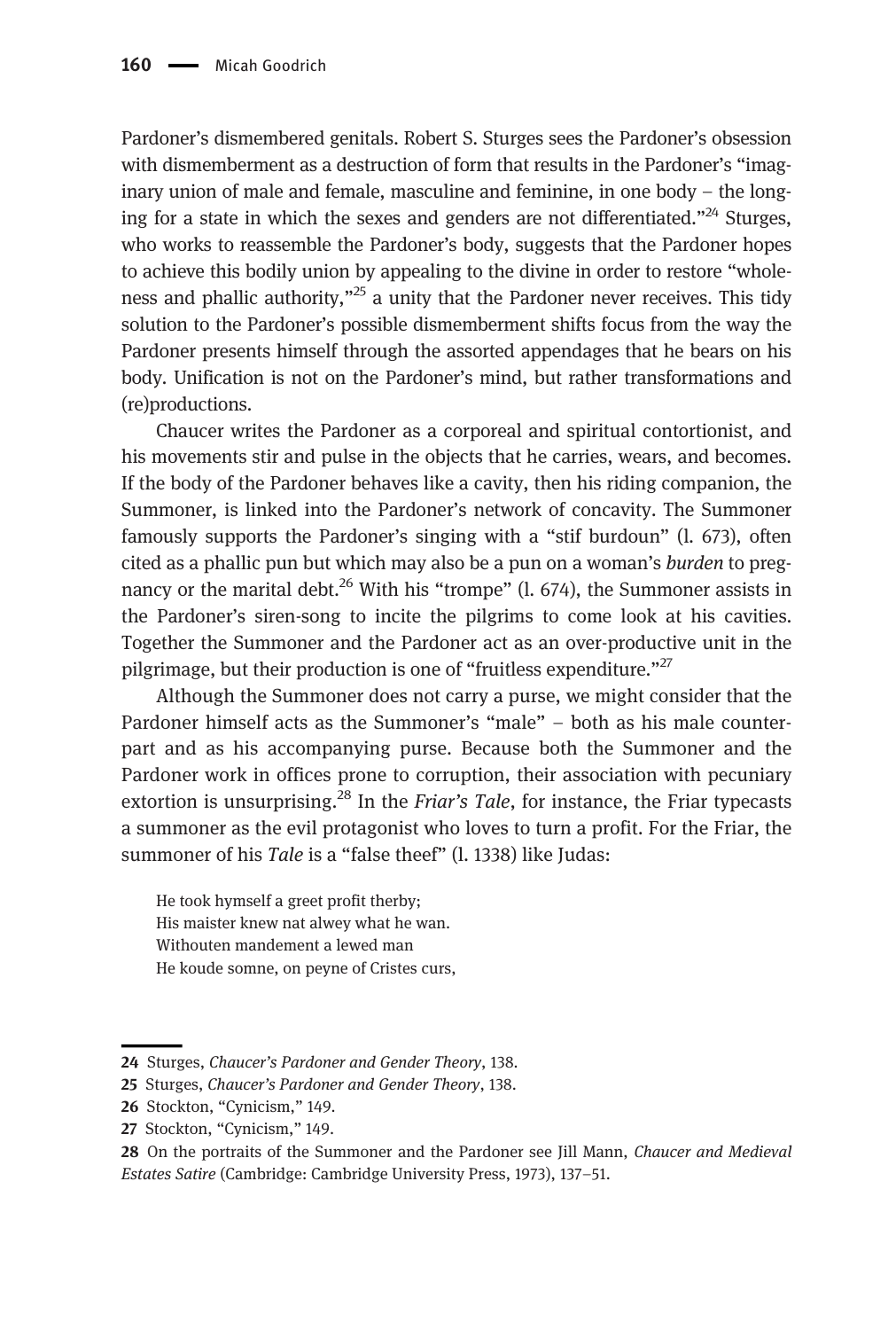Pardoner's dismembered genitals. Robert S. Sturges sees the Pardoner's obsession with dismemberment as a destruction of form that results in the Pardoner's "imaginary union of male and female, masculine and feminine, in one body – the longing for a state in which the sexes and genders are not differentiated."[24] Sturges, who works to reassemble the Pardoner's body, suggests that the Pardoner hopes to achieve this bodily union by appealing to the divine in order to restore "wholeness and phallic authority,"[25] a unity that the Pardoner never receives. This tidy solution to the Pardoner's possible dismemberment shifts focus from the way the Pardoner presents himself through the assorted appendages that he bears on his body. Unification is not on the Pardoner's mind, but rather transformations and (re)productions.

Chaucer writes the Pardoner as a corporeal and spiritual contortionist, and his movements stir and pulse in the objects that he carries, wears, and becomes. If the body of the Pardoner behaves like a cavity, then his riding companion, the Summoner, is linked into the Pardoner's network of concavity. The Summoner famously supports the Pardoner's singing with a "stif burdoun" (l. 673), often cited as a phallic pun but which may also be a pun on a woman's *burden* to pregnancy or the marital debt.[26] With his "trompe" (l. 674), the Summoner assists in the Pardoner's siren-song to incite the pilgrims to come look at his cavities. Together the Summoner and the Pardoner act as an over-productive unit in the pilgrimage, but their production is one of "fruitless expenditure."[27]

Although the Summoner does not carry a purse, we might consider that the Pardoner himself acts as the Summoner's "male" – both as his male counterpart and as his accompanying purse. Because both the Summoner and the Pardoner work in offices prone to corruption, their association with pecuniary extortion is unsurprising.[28] In the *Friar's Tale*, for instance, the Friar typecasts a summoner as the evil protagonist who loves to turn a profit. For the Friar, the summoner of his *Tale* is a "false theef" (l. 1338) like Judas:

> He took hymself a greet profit therby;
> His maister knew nat alwey what he wan.
> Withouten mandement a lewed man
> He koude somne, on peyne of Cristes curs,

24 Sturges, *Chaucer's Pardoner and Gender Theory*, 138.

25 Sturges, *Chaucer's Pardoner and Gender Theory*, 138.

26 Stockton, "Cynicism," 149.

27 Stockton, "Cynicism," 149.

28 On the portraits of the Summoner and the Pardoner see Jill Mann, *Chaucer and Medieval Estates Satire* (Cambridge: Cambridge University Press, 1973), 137–51.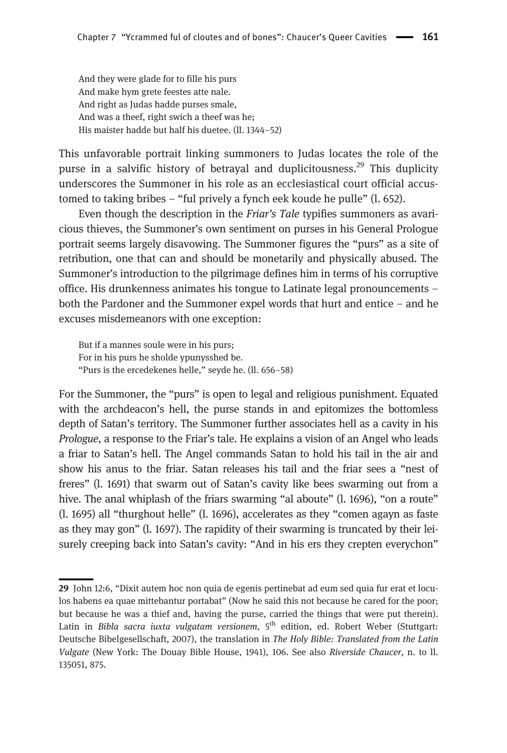> And they were glade for to fille his purs
> And make hym grete feestes atte nale.
> And right as Judas hadde purses smale,
> And was a theef, right swich a theef was he;
> His maister hadde but half his duetee. (ll. 1344–52)

This unfavorable portrait linking summoners to Judas locates the role of the purse in a salvific history of betrayal and duplicitousness.[29] This duplicity underscores the Summoner in his role as an ecclesiastical court official accustomed to taking bribes – "ful prively a fynch eek koude he pulle" (l. 652).

Even though the description in the *Friar's Tale* typifies summoners as avaricious thieves, the Summoner's own sentiment on purses in his General Prologue portrait seems largely disavowing. The Summoner figures the "purs" as a site of retribution, one that can and should be monetarily and physically abused. The Summoner's introduction to the pilgrimage defines him in terms of his corruptive office. His drunkenness animates his tongue to Latinate legal pronouncements – both the Pardoner and the Summoner expel words that hurt and entice – and he excuses misdemeanors with one exception:

> But if a mannes soule were in his purs;
> For in his purs he sholde ypunysshed be.
> "Purs is the ercedekenes helle," seyde he. (ll. 656–58)

For the Summoner, the "purs" is open to legal and religious punishment. Equated with the archdeacon's hell, the purse stands in and epitomizes the bottomless depth of Satan's territory. The Summoner further associates hell as a cavity in his *Prologue*, a response to the Friar's tale. He explains a vision of an Angel who leads a friar to Satan's hell. The Angel commands Satan to hold his tail in the air and show his anus to the friar. Satan releases his tail and the friar sees a "nest of freres" (l. 1691) that swarm out of Satan's cavity like bees swarming out from a hive. The anal whiplash of the friars swarming "al aboute" (l. 1696), "on a route" (l. 1695) all "thurghout helle" (l. 1696), accelerates as they "comen agayn as faste as they may gon" (l. 1697). The rapidity of their swarming is truncated by their leisurely creeping back into Satan's cavity: "And in his ers they crepten everychon"

---

29 John 12:6, "Dixit autem hoc non quia de egenis pertinebat ad eum sed quia fur erat et loculos habens ea quae mittebantur portabat" (Now he said this not because he cared for the poor; but because he was a thief and, having the purse, carried the things that were put therein). Latin in *Bibla sacra iuxta vulgatam versionem*, 5th edition, ed. Robert Weber (Stuttgart: Deutsche Bibelgesellschaft, 2007), the translation in *The Holy Bible: Translated from the Latin Vulgate* (New York: The Douay Bible House, 1941), 106. See also *Riverside Chaucer*, n. to ll. 135051, 875.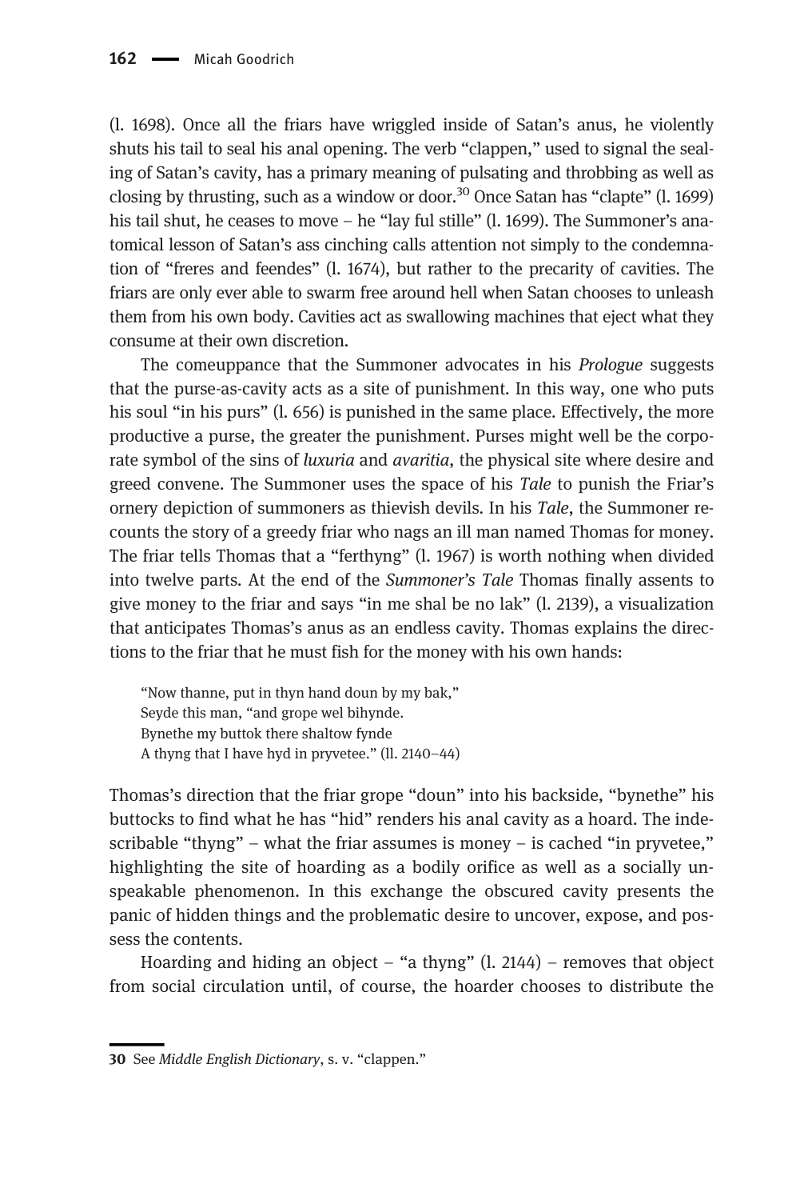(l. 1698). Once all the friars have wriggled inside of Satan's anus, he violently shuts his tail to seal his anal opening. The verb "clappen," used to signal the sealing of Satan's cavity, has a primary meaning of pulsating and throbbing as well as closing by thrusting, such as a window or door.[30] Once Satan has "clapte" (l. 1699) his tail shut, he ceases to move – he "lay ful stille" (l. 1699). The Summoner's anatomical lesson of Satan's ass cinching calls attention not simply to the condemnation of "freres and feendes" (l. 1674), but rather to the precarity of cavities. The friars are only ever able to swarm free around hell when Satan chooses to unleash them from his own body. Cavities act as swallowing machines that eject what they consume at their own discretion.

The comeuppance that the Summoner advocates in his *Prologue* suggests that the purse-as-cavity acts as a site of punishment. In this way, one who puts his soul "in his purs" (l. 656) is punished in the same place. Effectively, the more productive a purse, the greater the punishment. Purses might well be the corporate symbol of the sins of *luxuria* and *avaritia*, the physical site where desire and greed convene. The Summoner uses the space of his *Tale* to punish the Friar's ornery depiction of summoners as thievish devils. In his *Tale*, the Summoner recounts the story of a greedy friar who nags an ill man named Thomas for money. The friar tells Thomas that a "ferthyng" (l. 1967) is worth nothing when divided into twelve parts. At the end of the *Summoner's Tale* Thomas finally assents to give money to the friar and says "in me shal be no lak" (l. 2139), a visualization that anticipates Thomas's anus as an endless cavity. Thomas explains the directions to the friar that he must fish for the money with his own hands:

> "Now thanne, put in thyn hand doun by my bak,"
> Seyde this man, "and grope wel bihynde.
> Bynethe my buttok there shaltow fynde
> A thyng that I have hyd in pryvetee." (ll. 2140–44)

Thomas's direction that the friar grope "doun" into his backside, "bynethe" his buttocks to find what he has "hid" renders his anal cavity as a hoard. The indescribable "thyng" – what the friar assumes is money – is cached "in pryvetee," highlighting the site of hoarding as a bodily orifice as well as a socially unspeakable phenomenon. In this exchange the obscured cavity presents the panic of hidden things and the problematic desire to uncover, expose, and possess the contents.

Hoarding and hiding an object – "a thyng" (l. 2144) – removes that object from social circulation until, of course, the hoarder chooses to distribute the

---

30 See *Middle English Dictionary*, s. v. "clappen."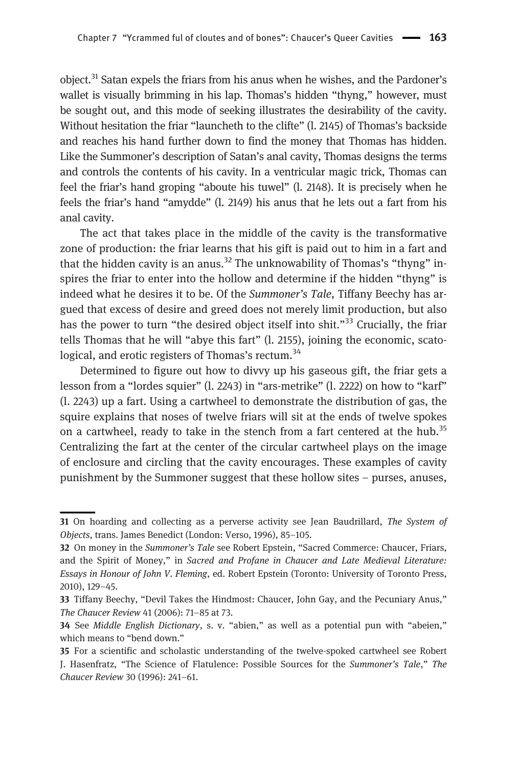object.[31] Satan expels the friars from his anus when he wishes, and the Pardoner's wallet is visually brimming in his lap. Thomas's hidden "thyng," however, must be sought out, and this mode of seeking illustrates the desirability of the cavity. Without hesitation the friar "launcheth to the clifte" (l. 2145) of Thomas's backside and reaches his hand further down to find the money that Thomas has hidden. Like the Summoner's description of Satan's anal cavity, Thomas designs the terms and controls the contents of his cavity. In a ventricular magic trick, Thomas can feel the friar's hand groping "aboute his tuwel" (l. 2148). It is precisely when he feels the friar's hand "amydde" (l. 2149) his anus that he lets out a fart from his anal cavity.

The act that takes place in the middle of the cavity is the transformative zone of production: the friar learns that his gift is paid out to him in a fart and that the hidden cavity is an anus.[32] The unknowability of Thomas's "thyng" inspires the friar to enter into the hollow and determine if the hidden "thyng" is indeed what he desires it to be. Of the *Summoner's Tale*, Tiffany Beechy has argued that excess of desire and greed does not merely limit production, but also has the power to turn "the desired object itself into shit."[33] Crucially, the friar tells Thomas that he will "abye this fart" (l. 2155), joining the economic, scatological, and erotic registers of Thomas's rectum.[34]

Determined to figure out how to divvy up his gaseous gift, the friar gets a lesson from a "lordes squier" (l. 2243) in "ars-metrike" (l. 2222) on how to "karf" (l. 2243) up a fart. Using a cartwheel to demonstrate the distribution of gas, the squire explains that noses of twelve friars will sit at the ends of twelve spokes on a cartwheel, ready to take in the stench from a fart centered at the hub.[35] Centralizing the fart at the center of the circular cartwheel plays on the image of enclosure and circling that the cavity encourages. These examples of cavity punishment by the Summoner suggest that these hollow sites – purses, anuses,

---

31 On hoarding and collecting as a perverse activity see Jean Baudrillard, *The System of Objects*, trans. James Benedict (London: Verso, 1996), 85–105.

32 On money in the *Summoner's Tale* see Robert Epstein, "Sacred Commerce: Chaucer, Friars, and the Spirit of Money," in *Sacred and Profane in Chaucer and Late Medieval Literature: Essays in Honour of John V. Fleming*, ed. Robert Epstein (Toronto: University of Toronto Press, 2010), 129–45.

33 Tiffany Beechy, "Devil Takes the Hindmost: Chaucer, John Gay, and the Pecuniary Anus," *The Chaucer Review* 41 (2006): 71–85 at 73.

34 See *Middle English Dictionary*, s. v. "abien," as well as a potential pun with "abeien," which means to "bend down."

35 For a scientific and scholastic understanding of the twelve-spoked cartwheel see Robert J. Hasenfratz, "The Science of Flatulence: Possible Sources for the *Summoner's Tale*," *The Chaucer Review* 30 (1996): 241–61.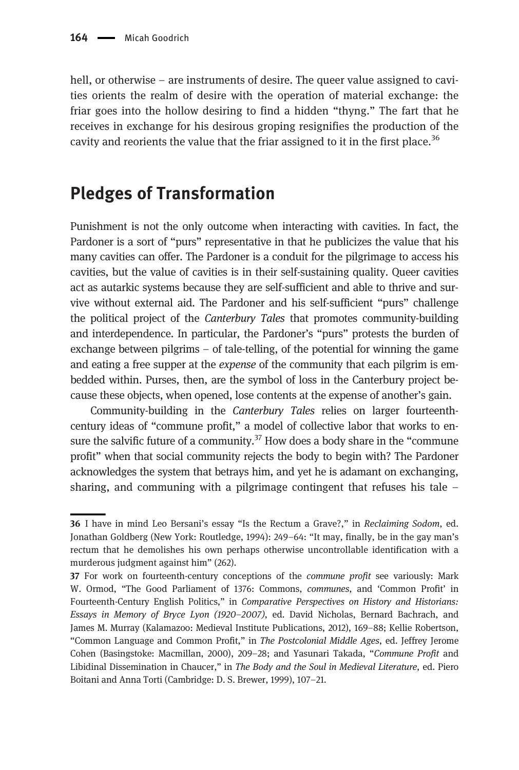hell, or otherwise – are instruments of desire. The queer value assigned to cavities orients the realm of desire with the operation of material exchange: the friar goes into the hollow desiring to find a hidden "thyng." The fart that he receives in exchange for his desirous groping resignifies the production of the cavity and reorients the value that the friar assigned to it in the first place.[36]

## Pledges of Transformation

Punishment is not the only outcome when interacting with cavities. In fact, the Pardoner is a sort of "purs" representative in that he publicizes the value that his many cavities can offer. The Pardoner is a conduit for the pilgrimage to access his cavities, but the value of cavities is in their self-sustaining quality. Queer cavities act as autarkic systems because they are self-sufficient and able to thrive and survive without external aid. The Pardoner and his self-sufficient "purs" challenge the political project of the *Canterbury Tales* that promotes community-building and interdependence. In particular, the Pardoner's "purs" protests the burden of exchange between pilgrims – of tale-telling, of the potential for winning the game and eating a free supper at the *expense* of the community that each pilgrim is embedded within. Purses, then, are the symbol of loss in the Canterbury project because these objects, when opened, lose contents at the expense of another's gain.

Community-building in the *Canterbury Tales* relies on larger fourteenth-century ideas of "commune profit," a model of collective labor that works to ensure the salvific future of a community.[37] How does a body share in the "commune profit" when that social community rejects the body to begin with? The Pardoner acknowledges the system that betrays him, and yet he is adamant on exchanging, sharing, and communing with a pilgrimage contingent that refuses his tale –

---

36 I have in mind Leo Bersani's essay "Is the Rectum a Grave?," in *Reclaiming Sodom*, ed. Jonathan Goldberg (New York: Routledge, 1994): 249–64: "It may, finally, be in the gay man's rectum that he demolishes his own perhaps otherwise uncontrollable identification with a murderous judgment against him" (262).

37 For work on fourteenth-century conceptions of the *commune profit* see variously: Mark W. Ormod, "The Good Parliament of 1376: Commons, *communes*, and 'Common Profit' in Fourteenth-Century English Politics," in *Comparative Perspectives on History and Historians: Essays in Memory of Bryce Lyon (1920–2007)*, ed. David Nicholas, Bernard Bachrach, and James M. Murray (Kalamazoo: Medieval Institute Publications, 2012), 169–88; Kellie Robertson, "Common Language and Common Profit," in *The Postcolonial Middle Ages*, ed. Jeffrey Jerome Cohen (Basingstoke: Macmillan, 2000), 209–28; and Yasunari Takada, "*Commune Profit* and Libidinal Dissemination in Chaucer," in *The Body and the Soul in Medieval Literature*, ed. Piero Boitani and Anna Torti (Cambridge: D. S. Brewer, 1999), 107–21.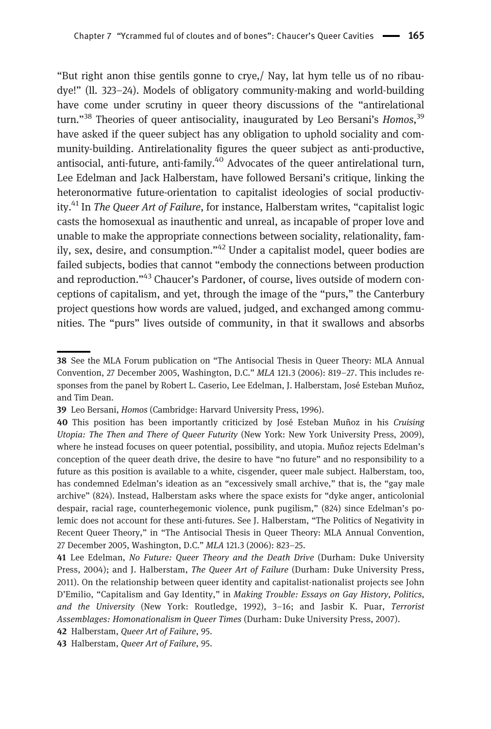"But right anon thise gentils gonne to crye,/ Nay, lat hym telle us of no ribaudye!" (ll. 323–24). Models of obligatory community-making and world-building have come under scrutiny in queer theory discussions of the "antirelational turn."[38] Theories of queer antisociality, inaugurated by Leo Bersani's *Homos*,[39] have asked if the queer subject has any obligation to uphold sociality and community-building. Antirelationality figures the queer subject as anti-productive, antisocial, anti-future, anti-family.[40] Advocates of the queer antirelational turn, Lee Edelman and Jack Halberstam, have followed Bersani's critique, linking the heteronormative future-orientation to capitalist ideologies of social productivity.[41] In *The Queer Art of Failure*, for instance, Halberstam writes, "capitalist logic casts the homosexual as inauthentic and unreal, as incapable of proper love and unable to make the appropriate connections between sociality, relationality, family, sex, desire, and consumption."[42] Under a capitalist model, queer bodies are failed subjects, bodies that cannot "embody the connections between production and reproduction."[43] Chaucer's Pardoner, of course, lives outside of modern conceptions of capitalism, and yet, through the image of the "purs," the Canterbury project questions how words are valued, judged, and exchanged among communities. The "purs" lives outside of community, in that it swallows and absorbs

---

38 See the MLA Forum publication on "The Antisocial Thesis in Queer Theory: MLA Annual Convention, 27 December 2005, Washington, D.C." *MLA* 121.3 (2006): 819–27. This includes responses from the panel by Robert L. Caserio, Lee Edelman, J. Halberstam, José Esteban Muñoz, and Tim Dean.

39 Leo Bersani, *Homos* (Cambridge: Harvard University Press, 1996).

40 This position has been importantly criticized by José Esteban Muñoz in his *Cruising Utopia: The Then and There of Queer Futurity* (New York: New York University Press, 2009), where he instead focuses on queer potential, possibility, and utopia. Muñoz rejects Edelman's conception of the queer death drive, the desire to have "no future" and no responsibility to a future as this position is available to a white, cisgender, queer male subject. Halberstam, too, has condemned Edelman's ideation as an "excessively small archive," that is, the "gay male archive" (824). Instead, Halberstam asks where the space exists for "dyke anger, anticolonial despair, racial rage, counterhegemonic violence, punk pugilism," (824) since Edelman's polemic does not account for these anti-futures. See J. Halberstam, "The Politics of Negativity in Recent Queer Theory," in "The Antisocial Thesis in Queer Theory: MLA Annual Convention, 27 December 2005, Washington, D.C." *MLA* 121.3 (2006): 823–25.

41 Lee Edelman, *No Future: Queer Theory and the Death Drive* (Durham: Duke University Press, 2004); and J. Halberstam, *The Queer Art of Failure* (Durham: Duke University Press, 2011). On the relationship between queer identity and capitalist-nationalist projects see John D'Emilio, "Capitalism and Gay Identity," in *Making Trouble: Essays on Gay History, Politics, and the University* (New York: Routledge, 1992), 3–16; and Jasbir K. Puar, *Terrorist Assemblages: Homonationalism in Queer Times* (Durham: Duke University Press, 2007).

42 Halberstam, *Queer Art of Failure*, 95.

43 Halberstam, *Queer Art of Failure*, 95.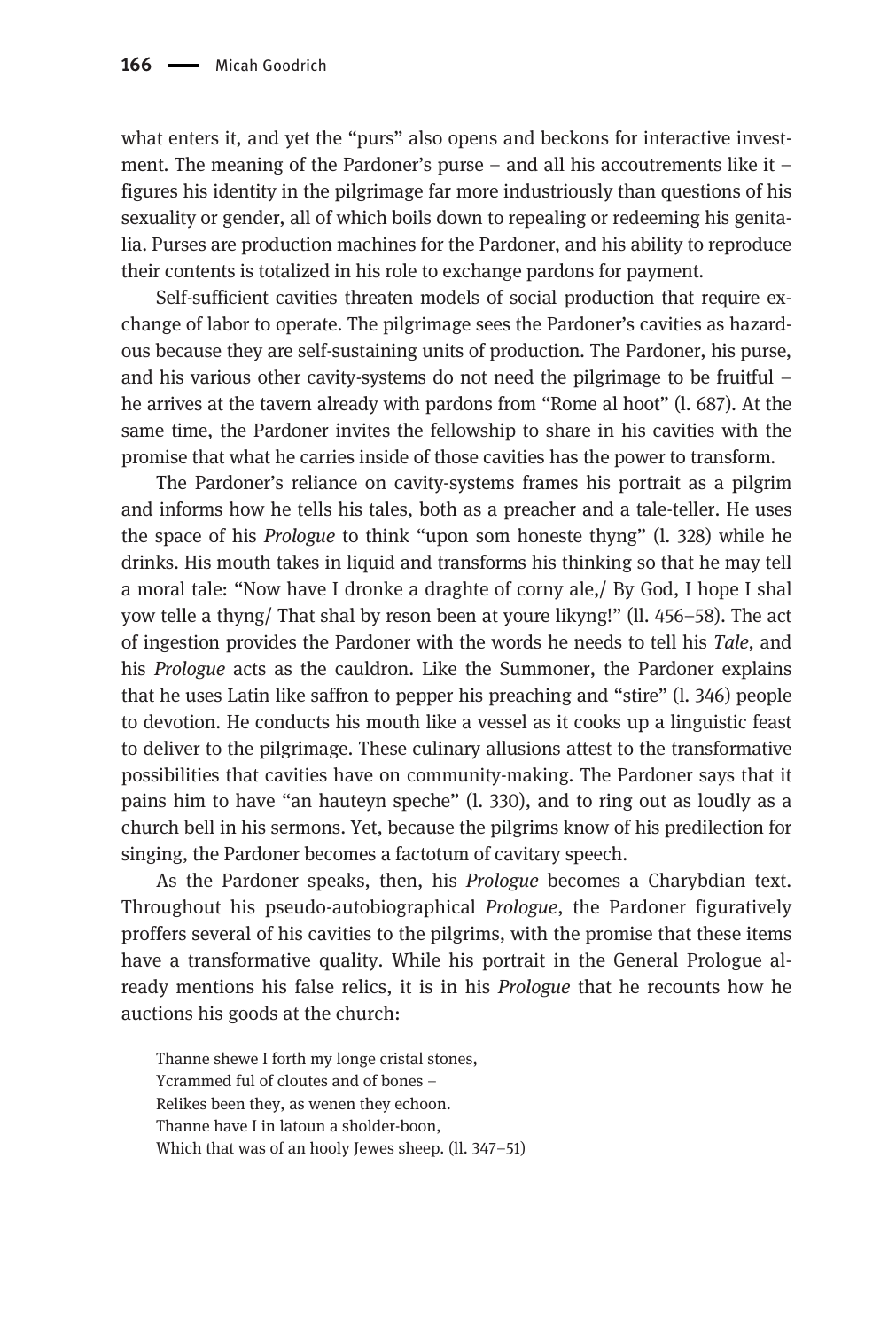what enters it, and yet the "purs" also opens and beckons for interactive investment. The meaning of the Pardoner's purse – and all his accoutrements like it – figures his identity in the pilgrimage far more industriously than questions of his sexuality or gender, all of which boils down to repealing or redeeming his genitalia. Purses are production machines for the Pardoner, and his ability to reproduce their contents is totalized in his role to exchange pardons for payment.

Self-sufficient cavities threaten models of social production that require exchange of labor to operate. The pilgrimage sees the Pardoner's cavities as hazardous because they are self-sustaining units of production. The Pardoner, his purse, and his various other cavity-systems do not need the pilgrimage to be fruitful – he arrives at the tavern already with pardons from "Rome al hoot" (l. 687). At the same time, the Pardoner invites the fellowship to share in his cavities with the promise that what he carries inside of those cavities has the power to transform.

The Pardoner's reliance on cavity-systems frames his portrait as a pilgrim and informs how he tells his tales, both as a preacher and a tale-teller. He uses the space of his *Prologue* to think "upon som honeste thyng" (l. 328) while he drinks. His mouth takes in liquid and transforms his thinking so that he may tell a moral tale: "Now have I dronke a draghte of corny ale,/ By God, I hope I shal yow telle a thyng/ That shal by reson been at youre likyng!" (ll. 456–58). The act of ingestion provides the Pardoner with the words he needs to tell his *Tale*, and his *Prologue* acts as the cauldron. Like the Summoner, the Pardoner explains that he uses Latin like saffron to pepper his preaching and "stire" (l. 346) people to devotion. He conducts his mouth like a vessel as it cooks up a linguistic feast to deliver to the pilgrimage. These culinary allusions attest to the transformative possibilities that cavities have on community-making. The Pardoner says that it pains him to have "an hauteyn speche" (l. 330), and to ring out as loudly as a church bell in his sermons. Yet, because the pilgrims know of his predilection for singing, the Pardoner becomes a factotum of cavitary speech.

As the Pardoner speaks, then, his *Prologue* becomes a Charybdian text. Throughout his pseudo-autobiographical *Prologue*, the Pardoner figuratively proffers several of his cavities to the pilgrims, with the promise that these items have a transformative quality. While his portrait in the General Prologue already mentions his false relics, it is in his *Prologue* that he recounts how he auctions his goods at the church:

> Thanne shewe I forth my longe cristal stones,
> Ycrammed ful of cloutes and of bones –
> Relikes been they, as wenen they echoon.
> Thanne have I in latoun a sholder-boon,
> Which that was of an hooly Jewes sheep. (ll. 347–51)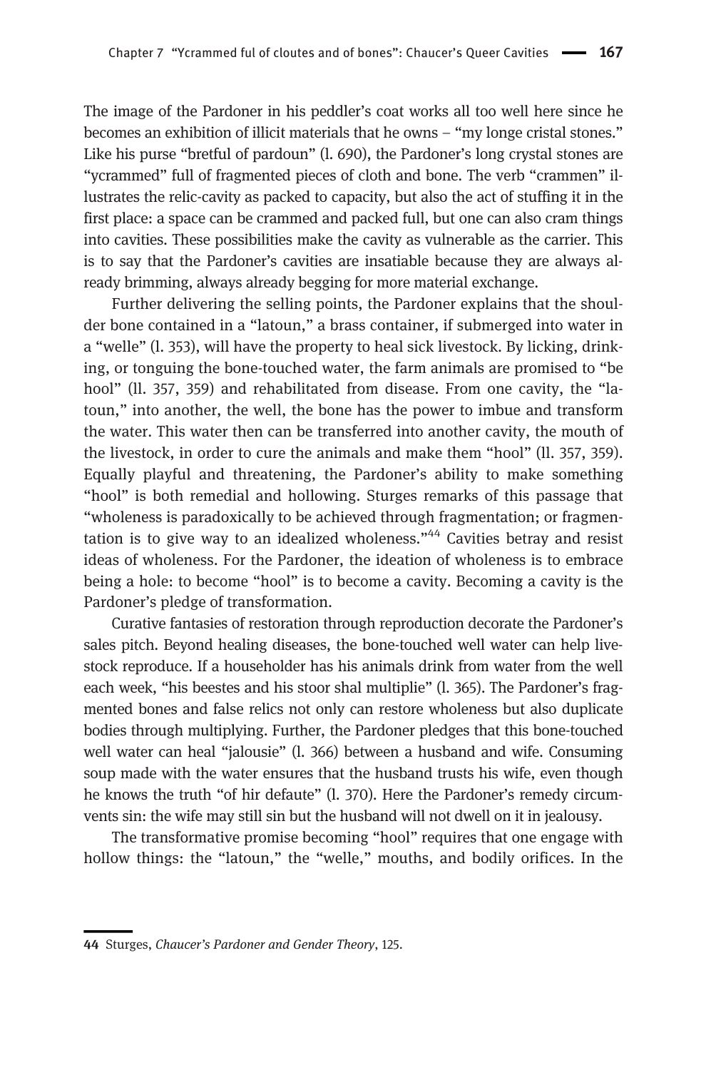The image of the Pardoner in his peddler's coat works all too well here since he becomes an exhibition of illicit materials that he owns – "my longe cristal stones." Like his purse "bretful of pardoun" (l. 690), the Pardoner's long crystal stones are "ycrammed" full of fragmented pieces of cloth and bone. The verb "crammen" illustrates the relic-cavity as packed to capacity, but also the act of stuffing it in the first place: a space can be crammed and packed full, but one can also cram things into cavities. These possibilities make the cavity as vulnerable as the carrier. This is to say that the Pardoner's cavities are insatiable because they are always already brimming, always already begging for more material exchange.

Further delivering the selling points, the Pardoner explains that the shoulder bone contained in a "latoun," a brass container, if submerged into water in a "welle" (l. 353), will have the property to heal sick livestock. By licking, drinking, or tonguing the bone-touched water, the farm animals are promised to "be hool" (ll. 357, 359) and rehabilitated from disease. From one cavity, the "latoun," into another, the well, the bone has the power to imbue and transform the water. This water then can be transferred into another cavity, the mouth of the livestock, in order to cure the animals and make them "hool" (ll. 357, 359). Equally playful and threatening, the Pardoner's ability to make something "hool" is both remedial and hollowing. Sturges remarks of this passage that "wholeness is paradoxically to be achieved through fragmentation; or fragmentation is to give way to an idealized wholeness."[44] Cavities betray and resist ideas of wholeness. For the Pardoner, the ideation of wholeness is to embrace being a hole: to become "hool" is to become a cavity. Becoming a cavity is the Pardoner's pledge of transformation.

Curative fantasies of restoration through reproduction decorate the Pardoner's sales pitch. Beyond healing diseases, the bone-touched well water can help livestock reproduce. If a householder has his animals drink from water from the well each week, "his beestes and his stoor shal multiplie" (l. 365). The Pardoner's fragmented bones and false relics not only can restore wholeness but also duplicate bodies through multiplying. Further, the Pardoner pledges that this bone-touched well water can heal "jalousie" (l. 366) between a husband and wife. Consuming soup made with the water ensures that the husband trusts his wife, even though he knows the truth "of hir defaute" (l. 370). Here the Pardoner's remedy circumvents sin: the wife may still sin but the husband will not dwell on it in jealousy.

The transformative promise becoming "hool" requires that one engage with hollow things: the "latoun," the "welle," mouths, and bodily orifices. In the

44 Sturges, *Chaucer's Pardoner and Gender Theory*, 125.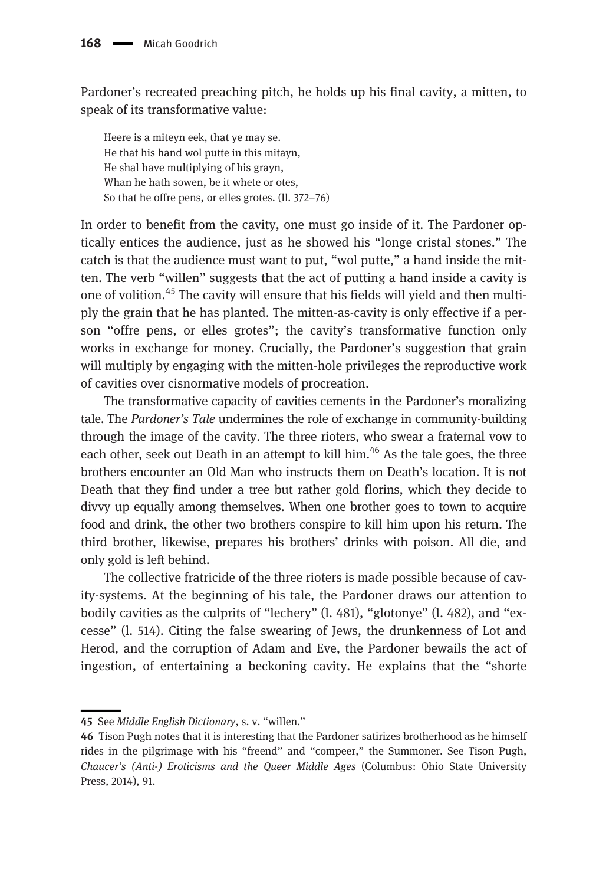Pardoner's recreated preaching pitch, he holds up his final cavity, a mitten, to speak of its transformative value:

> Heere is a miteyn eek, that ye may se.
> He that his hand wol putte in this mitayn,
> He shal have multiplying of his grayn,
> Whan he hath sowen, be it whete or otes,
> So that he offre pens, or elles grotes. (ll. 372–76)

In order to benefit from the cavity, one must go inside of it. The Pardoner optically entices the audience, just as he showed his "longe cristal stones." The catch is that the audience must want to put, "wol putte," a hand inside the mitten. The verb "willen" suggests that the act of putting a hand inside a cavity is one of volition.[45] The cavity will ensure that his fields will yield and then multiply the grain that he has planted. The mitten-as-cavity is only effective if a person "offre pens, or elles grotes"; the cavity's transformative function only works in exchange for money. Crucially, the Pardoner's suggestion that grain will multiply by engaging with the mitten-hole privileges the reproductive work of cavities over cisnormative models of procreation.

The transformative capacity of cavities cements in the Pardoner's moralizing tale. The *Pardoner's Tale* undermines the role of exchange in community-building through the image of the cavity. The three rioters, who swear a fraternal vow to each other, seek out Death in an attempt to kill him.[46] As the tale goes, the three brothers encounter an Old Man who instructs them on Death's location. It is not Death that they find under a tree but rather gold florins, which they decide to divvy up equally among themselves. When one brother goes to town to acquire food and drink, the other two brothers conspire to kill him upon his return. The third brother, likewise, prepares his brothers' drinks with poison. All die, and only gold is left behind.

The collective fratricide of the three rioters is made possible because of cavity-systems. At the beginning of his tale, the Pardoner draws our attention to bodily cavities as the culprits of "lechery" (l. 481), "glotonye" (l. 482), and "excesse" (l. 514). Citing the false swearing of Jews, the drunkenness of Lot and Herod, and the corruption of Adam and Eve, the Pardoner bewails the act of ingestion, of entertaining a beckoning cavity. He explains that the "shorte

---

45 See *Middle English Dictionary*, s. v. "willen."

46 Tison Pugh notes that it is interesting that the Pardoner satirizes brotherhood as he himself rides in the pilgrimage with his "freend" and "compeer," the Summoner. See Tison Pugh, *Chaucer's (Anti-) Eroticisms and the Queer Middle Ages* (Columbus: Ohio State University Press, 2014), 91.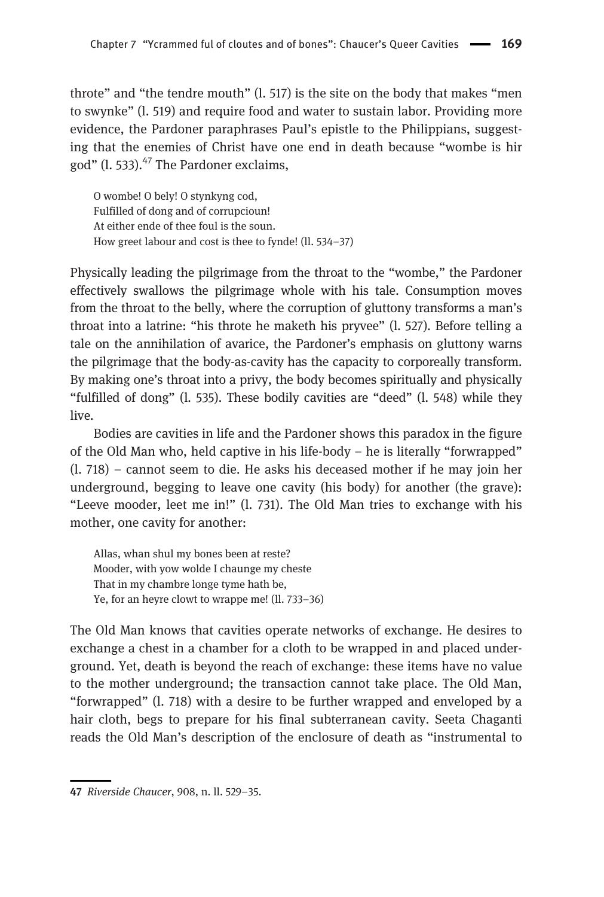throte" and "the tendre mouth" (l. 517) is the site on the body that makes "men to swynke" (l. 519) and require food and water to sustain labor. Providing more evidence, the Pardoner paraphrases Paul's epistle to the Philippians, suggesting that the enemies of Christ have one end in death because "wombe is hir god" (l. 533).[47] The Pardoner exclaims,

> O wombe! O bely! O stynkyng cod,
> Fulfilled of dong and of corrupcioun!
> At either ende of thee foul is the soun.
> How greet labour and cost is thee to fynde! (ll. 534–37)

Physically leading the pilgrimage from the throat to the "wombe," the Pardoner effectively swallows the pilgrimage whole with his tale. Consumption moves from the throat to the belly, where the corruption of gluttony transforms a man's throat into a latrine: "his throte he maketh his pryvee" (l. 527). Before telling a tale on the annihilation of avarice, the Pardoner's emphasis on gluttony warns the pilgrimage that the body-as-cavity has the capacity to corporeally transform. By making one's throat into a privy, the body becomes spiritually and physically "fulfilled of dong" (l. 535). These bodily cavities are "deed" (l. 548) while they live.

Bodies are cavities in life and the Pardoner shows this paradox in the figure of the Old Man who, held captive in his life-body – he is literally "forwrapped" (l. 718) – cannot seem to die. He asks his deceased mother if he may join her underground, begging to leave one cavity (his body) for another (the grave): "Leeve mooder, leet me in!" (l. 731). The Old Man tries to exchange with his mother, one cavity for another:

> Allas, whan shul my bones been at reste?
> Mooder, with yow wolde I chaunge my cheste
> That in my chambre longe tyme hath be,
> Ye, for an heyre clowt to wrappe me! (ll. 733–36)

The Old Man knows that cavities operate networks of exchange. He desires to exchange a chest in a chamber for a cloth to be wrapped in and placed underground. Yet, death is beyond the reach of exchange: these items have no value to the mother underground; the transaction cannot take place. The Old Man, "forwrapped" (l. 718) with a desire to be further wrapped and enveloped by a hair cloth, begs to prepare for his final subterranean cavity. Seeta Chaganti reads the Old Man's description of the enclosure of death as "instrumental to

---

47 *Riverside Chaucer*, 908, n. ll. 529–35.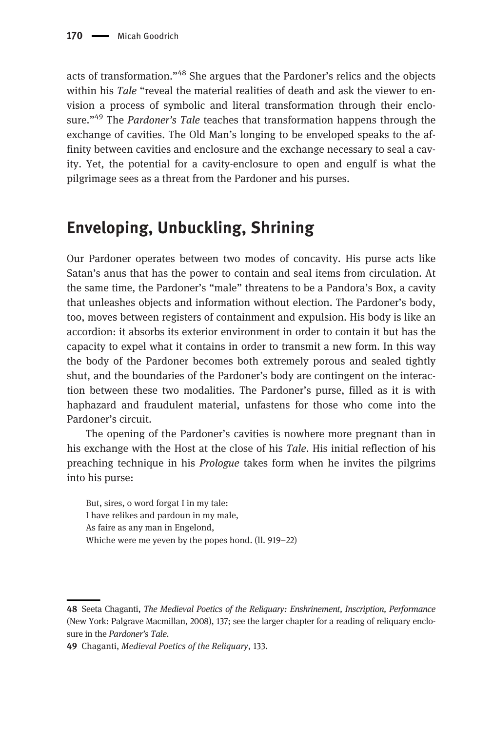acts of transformation."[48] She argues that the Pardoner's relics and the objects within his *Tale* "reveal the material realities of death and ask the viewer to envision a process of symbolic and literal transformation through their enclosure."[49] The *Pardoner's Tale* teaches that transformation happens through the exchange of cavities. The Old Man's longing to be enveloped speaks to the affinity between cavities and enclosure and the exchange necessary to seal a cavity. Yet, the potential for a cavity-enclosure to open and engulf is what the pilgrimage sees as a threat from the Pardoner and his purses.

## Enveloping, Unbuckling, Shrining

Our Pardoner operates between two modes of concavity. His purse acts like Satan's anus that has the power to contain and seal items from circulation. At the same time, the Pardoner's "male" threatens to be a Pandora's Box, a cavity that unleashes objects and information without election. The Pardoner's body, too, moves between registers of containment and expulsion. His body is like an accordion: it absorbs its exterior environment in order to contain it but has the capacity to expel what it contains in order to transmit a new form. In this way the body of the Pardoner becomes both extremely porous and sealed tightly shut, and the boundaries of the Pardoner's body are contingent on the interaction between these two modalities. The Pardoner's purse, filled as it is with haphazard and fraudulent material, unfastens for those who come into the Pardoner's circuit.

The opening of the Pardoner's cavities is nowhere more pregnant than in his exchange with the Host at the close of his *Tale*. His initial reflection of his preaching technique in his *Prologue* takes form when he invites the pilgrims into his purse:

> But, sires, o word forgat I in my tale:
> I have relikes and pardoun in my male,
> As faire as any man in Engelond,
> Whiche were me yeven by the popes hond. (ll. 919–22)

---

48 Seeta Chaganti, *The Medieval Poetics of the Reliquary: Enshrinement, Inscription, Performance* (New York: Palgrave Macmillan, 2008), 137; see the larger chapter for a reading of reliquary enclosure in the *Pardoner's Tale*.

49 Chaganti, *Medieval Poetics of the Reliquary*, 133.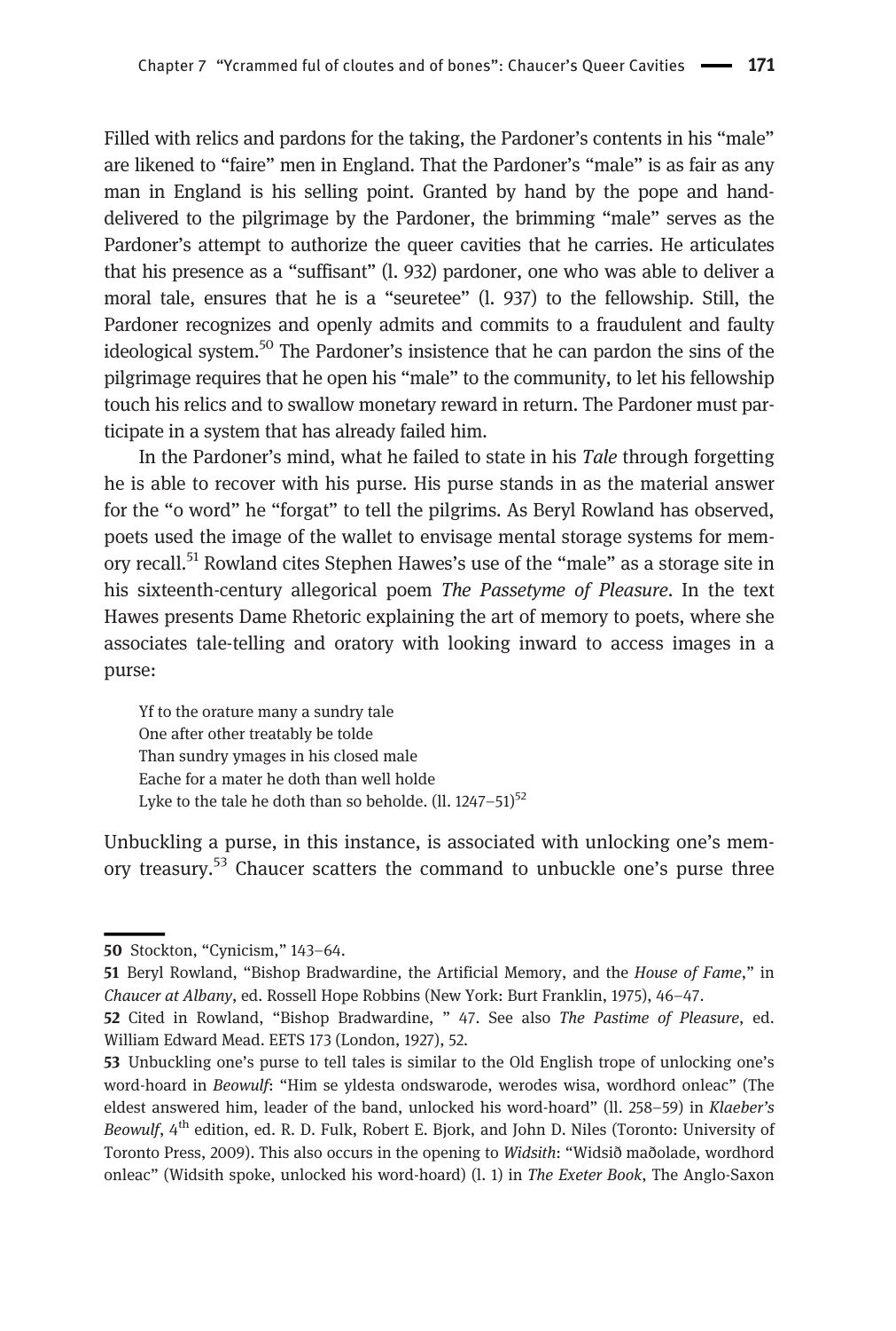Filled with relics and pardons for the taking, the Pardoner's contents in his "male" are likened to "faire" men in England. That the Pardoner's "male" is as fair as any man in England is his selling point. Granted by hand by the pope and hand-delivered to the pilgrimage by the Pardoner, the brimming "male" serves as the Pardoner's attempt to authorize the queer cavities that he carries. He articulates that his presence as a "suffisant" (l. 932) pardoner, one who was able to deliver a moral tale, ensures that he is a "seuretee" (l. 937) to the fellowship. Still, the Pardoner recognizes and openly admits and commits to a fraudulent and faulty ideological system.[50] The Pardoner's insistence that he can pardon the sins of the pilgrimage requires that he open his "male" to the community, to let his fellowship touch his relics and to swallow monetary reward in return. The Pardoner must participate in a system that has already failed him.

In the Pardoner's mind, what he failed to state in his *Tale* through forgetting he is able to recover with his purse. His purse stands in as the material answer for the "o word" he "forgat" to tell the pilgrims. As Beryl Rowland has observed, poets used the image of the wallet to envisage mental storage systems for memory recall.[51] Rowland cites Stephen Hawes's use of the "male" as a storage site in his sixteenth-century allegorical poem *The Passetyme of Pleasure*. In the text Hawes presents Dame Rhetoric explaining the art of memory to poets, where she associates tale-telling and oratory with looking inward to access images in a purse:

> Yf to the orature many a sundry tale
> One after other treatably be tolde
> Than sundry ymages in his closed male
> Eache for a mater he doth than well holde
> Lyke to the tale he doth than so beholde. (ll. 1247–51)[52]

Unbuckling a purse, in this instance, is associated with unlocking one's memory treasury.[53] Chaucer scatters the command to unbuckle one's purse three

---

50 Stockton, "Cynicism," 143–64.

51 Beryl Rowland, "Bishop Bradwardine, the Artificial Memory, and the *House of Fame*," in *Chaucer at Albany*, ed. Rossell Hope Robbins (New York: Burt Franklin, 1975), 46–47.

52 Cited in Rowland, "Bishop Bradwardine, " 47. See also *The Pastime of Pleasure*, ed. William Edward Mead. EETS 173 (London, 1927), 52.

53 Unbuckling one's purse to tell tales is similar to the Old English trope of unlocking one's word-hoard in *Beowulf*: "Him se yldesta ondswarode, werodes wisa, wordhord onleac" (The eldest answered him, leader of the band, unlocked his word-hoard" (ll. 258–59) in *Klaeber's Beowulf*, 4th edition, ed. R. D. Fulk, Robert E. Bjork, and John D. Niles (Toronto: University of Toronto Press, 2009). This also occurs in the opening to *Widsith*: "Widsið maðolade, wordhord onleac" (Widsith spoke, unlocked his word-hoard) (l. 1) in *The Exeter Book*, The Anglo-Saxon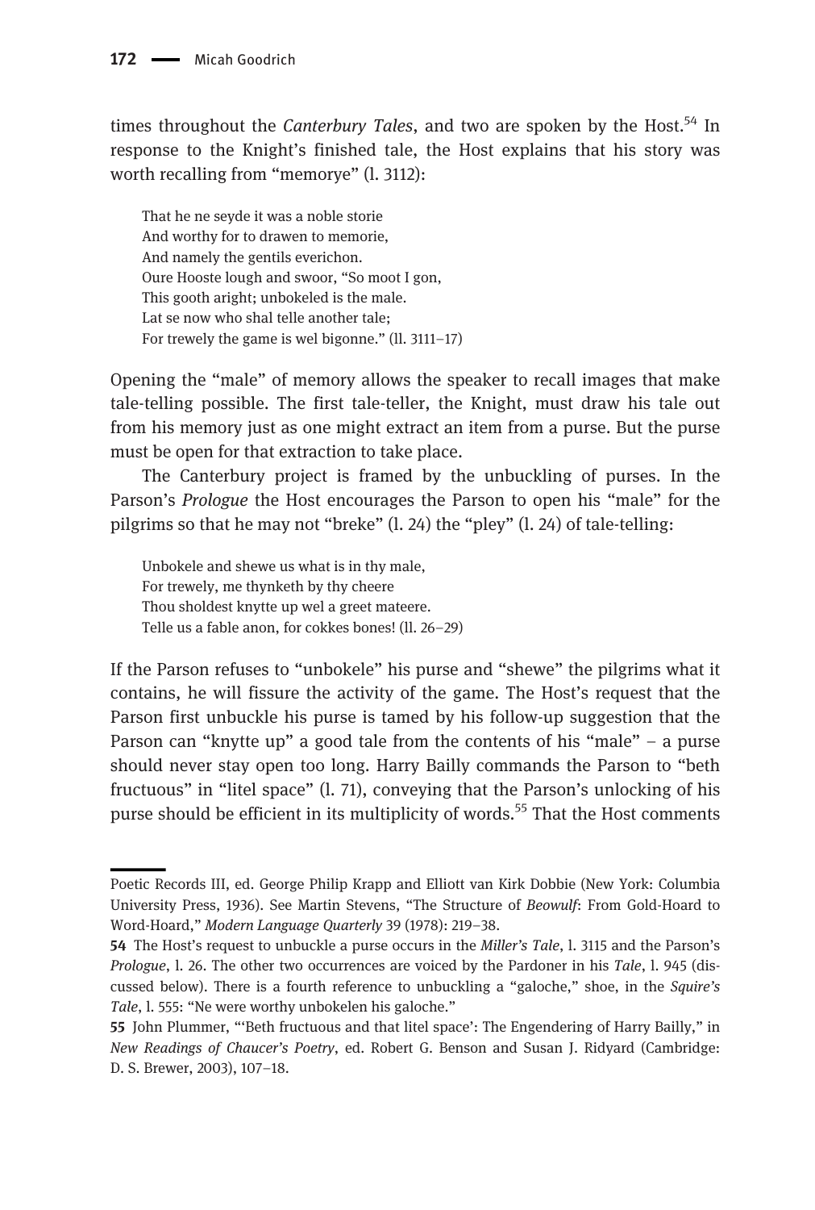times throughout the *Canterbury Tales*, and two are spoken by the Host.[54] In response to the Knight's finished tale, the Host explains that his story was worth recalling from "memorye" (l. 3112):

> That he ne seyde it was a noble storie
> And worthy for to drawen to memorie,
> And namely the gentils everichon.
> Oure Hooste lough and swoor, "So moot I gon,
> This gooth aright; unbokeled is the male.
> Lat se now who shal telle another tale;
> For trewely the game is wel bigonne." (ll. 3111–17)

Opening the "male" of memory allows the speaker to recall images that make tale-telling possible. The first tale-teller, the Knight, must draw his tale out from his memory just as one might extract an item from a purse. But the purse must be open for that extraction to take place.

The Canterbury project is framed by the unbuckling of purses. In the Parson's *Prologue* the Host encourages the Parson to open his "male" for the pilgrims so that he may not "breke" (l. 24) the "pley" (l. 24) of tale-telling:

> Unbokele and shewe us what is in thy male,
> For trewely, me thynketh by thy cheere
> Thou sholdest knytte up wel a greet mateere.
> Telle us a fable anon, for cokkes bones! (ll. 26–29)

If the Parson refuses to "unbokele" his purse and "shewe" the pilgrims what it contains, he will fissure the activity of the game. The Host's request that the Parson first unbuckle his purse is tamed by his follow-up suggestion that the Parson can "knytte up" a good tale from the contents of his "male" – a purse should never stay open too long. Harry Bailly commands the Parson to "beth fructuous" in "litel space" (l. 71), conveying that the Parson's unlocking of his purse should be efficient in its multiplicity of words.[55] That the Host comments

---

Poetic Records III, ed. George Philip Krapp and Elliott van Kirk Dobbie (New York: Columbia University Press, 1936). See Martin Stevens, "The Structure of *Beowulf*: From Gold-Hoard to Word-Hoard," *Modern Language Quarterly* 39 (1978): 219–38.

**54** The Host's request to unbuckle a purse occurs in the *Miller's Tale*, l. 3115 and the Parson's *Prologue*, l. 26. The other two occurrences are voiced by the Pardoner in his *Tale*, l. 945 (discussed below). There is a fourth reference to unbuckling a "galoche," shoe, in the *Squire's Tale*, l. 555: "Ne were worthy unbokelen his galoche."

**55** John Plummer, "'Beth fructuous and that litel space': The Engendering of Harry Bailly," in *New Readings of Chaucer's Poetry*, ed. Robert G. Benson and Susan J. Ridyard (Cambridge: D. S. Brewer, 2003), 107–18.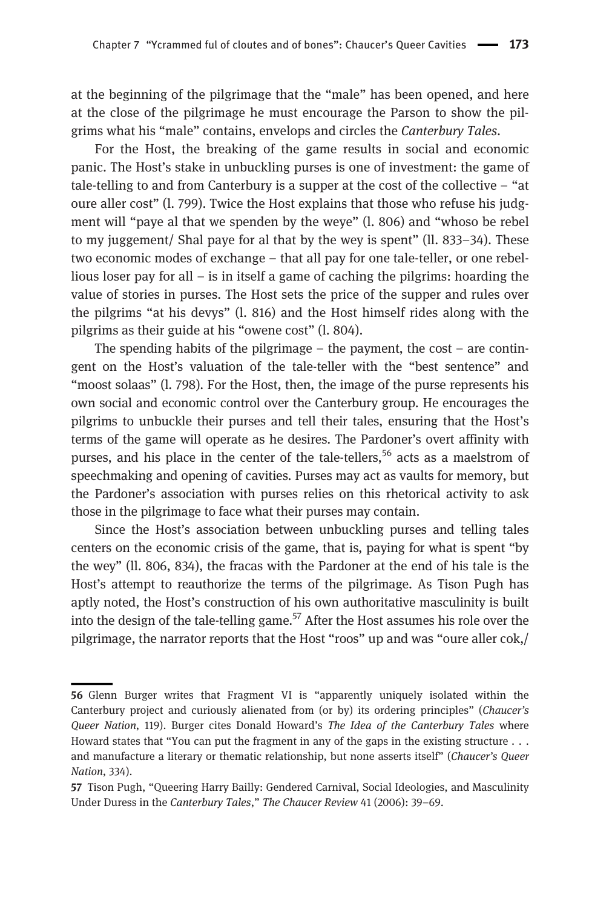at the beginning of the pilgrimage that the "male" has been opened, and here at the close of the pilgrimage he must encourage the Parson to show the pilgrims what his "male" contains, envelops and circles the *Canterbury Tales*.

For the Host, the breaking of the game results in social and economic panic. The Host's stake in unbuckling purses is one of investment: the game of tale-telling to and from Canterbury is a supper at the cost of the collective – "at oure aller cost" (l. 799). Twice the Host explains that those who refuse his judgment will "paye al that we spenden by the weye" (l. 806) and "whoso be rebel to my juggement/ Shal paye for al that by the wey is spent" (ll. 833–34). These two economic modes of exchange – that all pay for one tale-teller, or one rebellious loser pay for all – is in itself a game of caching the pilgrims: hoarding the value of stories in purses. The Host sets the price of the supper and rules over the pilgrims "at his devys" (l. 816) and the Host himself rides along with the pilgrims as their guide at his "owene cost" (l. 804).

The spending habits of the pilgrimage – the payment, the cost – are contingent on the Host's valuation of the tale-teller with the "best sentence" and "moost solaas" (l. 798). For the Host, then, the image of the purse represents his own social and economic control over the Canterbury group. He encourages the pilgrims to unbuckle their purses and tell their tales, ensuring that the Host's terms of the game will operate as he desires. The Pardoner's overt affinity with purses, and his place in the center of the tale-tellers,[56] acts as a maelstrom of speechmaking and opening of cavities. Purses may act as vaults for memory, but the Pardoner's association with purses relies on this rhetorical activity to ask those in the pilgrimage to face what their purses may contain.

Since the Host's association between unbuckling purses and telling tales centers on the economic crisis of the game, that is, paying for what is spent "by the wey" (ll. 806, 834), the fracas with the Pardoner at the end of his tale is the Host's attempt to reauthorize the terms of the pilgrimage. As Tison Pugh has aptly noted, the Host's construction of his own authoritative masculinity is built into the design of the tale-telling game.[57] After the Host assumes his role over the pilgrimage, the narrator reports that the Host "roos" up and was "oure aller cok,/

---

56 Glenn Burger writes that Fragment VI is "apparently uniquely isolated within the Canterbury project and curiously alienated from (or by) its ordering principles" (*Chaucer's Queer Nation*, 119). Burger cites Donald Howard's *The Idea of the Canterbury Tales* where Howard states that "You can put the fragment in any of the gaps in the existing structure . . . and manufacture a literary or thematic relationship, but none asserts itself" (*Chaucer's Queer Nation*, 334).

57 Tison Pugh, "Queering Harry Bailly: Gendered Carnival, Social Ideologies, and Masculinity Under Duress in the *Canterbury Tales*," *The Chaucer Review* 41 (2006): 39–69.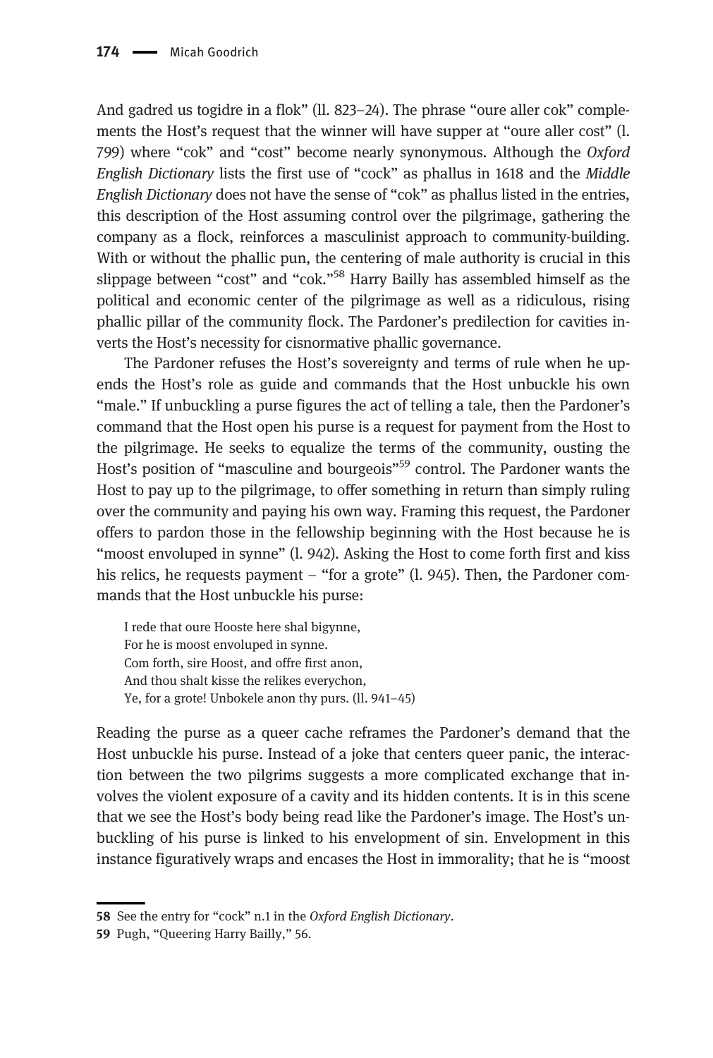And gadred us togidre in a flok" (ll. 823–24). The phrase "oure aller cok" complements the Host's request that the winner will have supper at "oure aller cost" (l. 799) where "cok" and "cost" become nearly synonymous. Although the *Oxford English Dictionary* lists the first use of "cock" as phallus in 1618 and the *Middle English Dictionary* does not have the sense of "cok" as phallus listed in the entries, this description of the Host assuming control over the pilgrimage, gathering the company as a flock, reinforces a masculinist approach to community-building. With or without the phallic pun, the centering of male authority is crucial in this slippage between "cost" and "cok."[58] Harry Bailly has assembled himself as the political and economic center of the pilgrimage as well as a ridiculous, rising phallic pillar of the community flock. The Pardoner's predilection for cavities inverts the Host's necessity for cisnormative phallic governance.

The Pardoner refuses the Host's sovereignty and terms of rule when he upends the Host's role as guide and commands that the Host unbuckle his own "male." If unbuckling a purse figures the act of telling a tale, then the Pardoner's command that the Host open his purse is a request for payment from the Host to the pilgrimage. He seeks to equalize the terms of the community, ousting the Host's position of "masculine and bourgeois"[59] control. The Pardoner wants the Host to pay up to the pilgrimage, to offer something in return than simply ruling over the community and paying his own way. Framing this request, the Pardoner offers to pardon those in the fellowship beginning with the Host because he is "moost envoluped in synne" (l. 942). Asking the Host to come forth first and kiss his relics, he requests payment – "for a grote" (l. 945). Then, the Pardoner commands that the Host unbuckle his purse:

> I rede that oure Hooste here shal bigynne,
> For he is moost envoluped in synne.
> Com forth, sire Hoost, and offre first anon,
> And thou shalt kisse the relikes everychon,
> Ye, for a grote! Unbokele anon thy purs. (ll. 941–45)

Reading the purse as a queer cache reframes the Pardoner's demand that the Host unbuckle his purse. Instead of a joke that centers queer panic, the interaction between the two pilgrims suggests a more complicated exchange that involves the violent exposure of a cavity and its hidden contents. It is in this scene that we see the Host's body being read like the Pardoner's image. The Host's unbuckling of his purse is linked to his envelopment of sin. Envelopment in this instance figuratively wraps and encases the Host in immorality; that he is "moost

---

58 See the entry for "cock" n.1 in the *Oxford English Dictionary*.

59 Pugh, "Queering Harry Bailly," 56.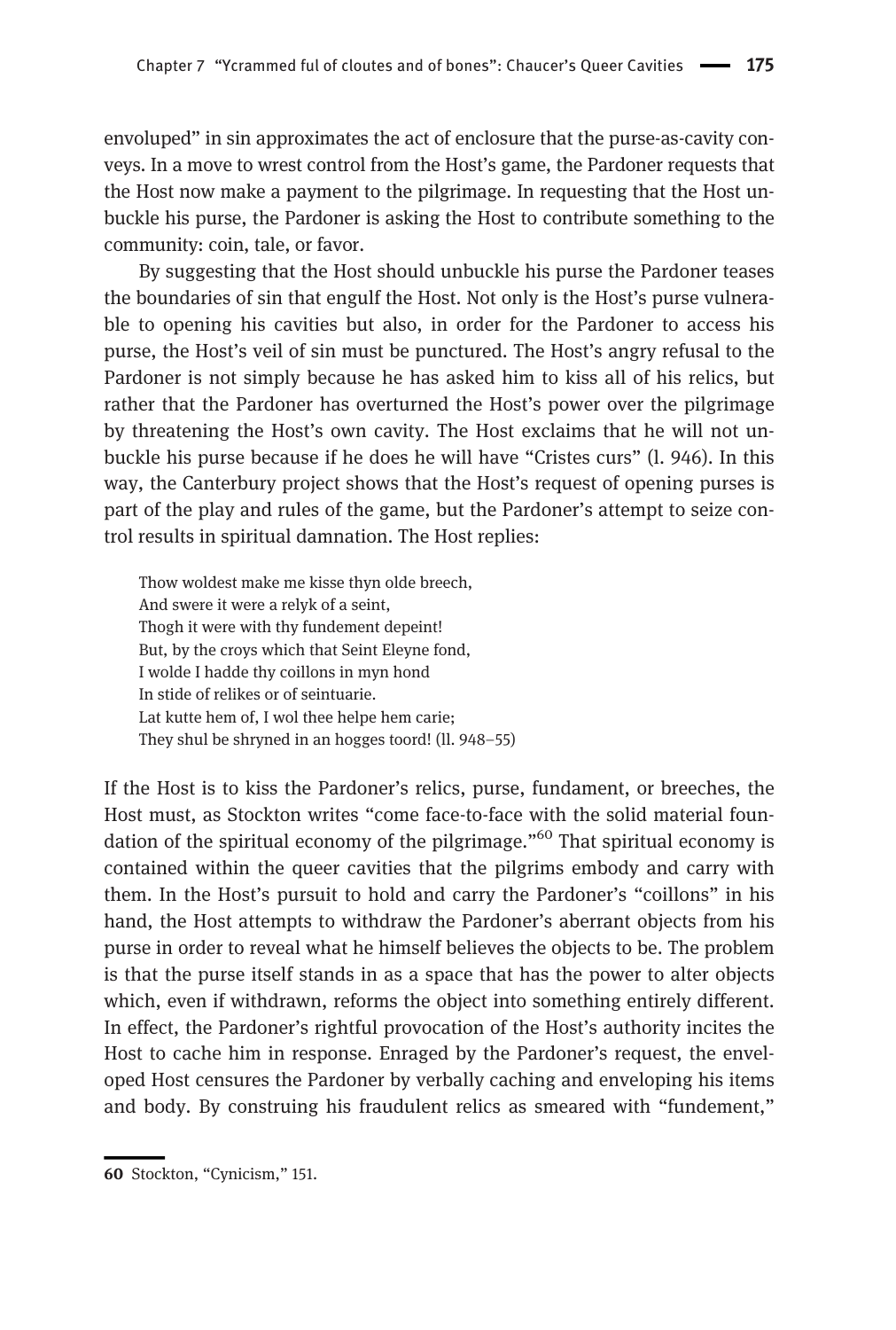envoluped" in sin approximates the act of enclosure that the purse-as-cavity conveys. In a move to wrest control from the Host's game, the Pardoner requests that the Host now make a payment to the pilgrimage. In requesting that the Host unbuckle his purse, the Pardoner is asking the Host to contribute something to the community: coin, tale, or favor.

By suggesting that the Host should unbuckle his purse the Pardoner teases the boundaries of sin that engulf the Host. Not only is the Host's purse vulnerable to opening his cavities but also, in order for the Pardoner to access his purse, the Host's veil of sin must be punctured. The Host's angry refusal to the Pardoner is not simply because he has asked him to kiss all of his relics, but rather that the Pardoner has overturned the Host's power over the pilgrimage by threatening the Host's own cavity. The Host exclaims that he will not unbuckle his purse because if he does he will have "Cristes curs" (l. 946). In this way, the Canterbury project shows that the Host's request of opening purses is part of the play and rules of the game, but the Pardoner's attempt to seize control results in spiritual damnation. The Host replies:

> Thow woldest make me kisse thyn olde breech,
> And swere it were a relyk of a seint,
> Thogh it were with thy fundement depeint!
> But, by the croys which that Seint Eleyne fond,
> I wolde I hadde thy coillons in myn hond
> In stide of relikes or of seintuarie.
> Lat kutte hem of, I wol thee helpe hem carie;
> They shul be shryned in an hogges toord! (ll. 948–55)

If the Host is to kiss the Pardoner's relics, purse, fundament, or breeches, the Host must, as Stockton writes "come face-to-face with the solid material foundation of the spiritual economy of the pilgrimage."[60] That spiritual economy is contained within the queer cavities that the pilgrims embody and carry with them. In the Host's pursuit to hold and carry the Pardoner's "coillons" in his hand, the Host attempts to withdraw the Pardoner's aberrant objects from his purse in order to reveal what he himself believes the objects to be. The problem is that the purse itself stands in as a space that has the power to alter objects which, even if withdrawn, reforms the object into something entirely different. In effect, the Pardoner's rightful provocation of the Host's authority incites the Host to cache him in response. Enraged by the Pardoner's request, the enveloped Host censures the Pardoner by verbally caching and enveloping his items and body. By construing his fraudulent relics as smeared with "fundement,"

60 Stockton, "Cynicism," 151.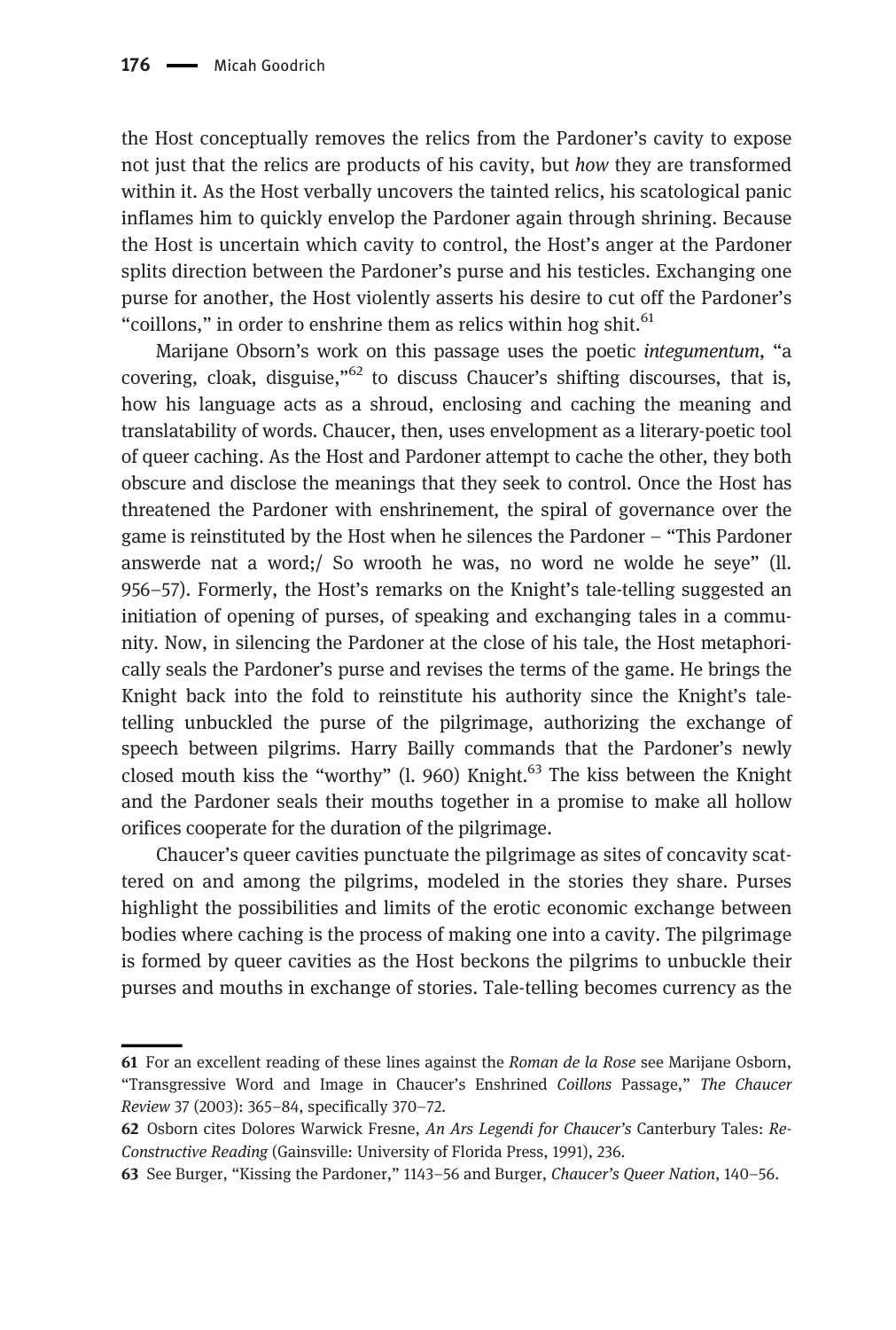the Host conceptually removes the relics from the Pardoner's cavity to expose not just that the relics are products of his cavity, but *how* they are transformed within it. As the Host verbally uncovers the tainted relics, his scatological panic inflames him to quickly envelop the Pardoner again through shrining. Because the Host is uncertain which cavity to control, the Host's anger at the Pardoner splits direction between the Pardoner's purse and his testicles. Exchanging one purse for another, the Host violently asserts his desire to cut off the Pardoner's "coillons," in order to enshrine them as relics within hog shit.[61]

Marijane Obsorn's work on this passage uses the poetic *integumentum*, "a covering, cloak, disguise,"[62] to discuss Chaucer's shifting discourses, that is, how his language acts as a shroud, enclosing and caching the meaning and translatability of words. Chaucer, then, uses envelopment as a literary-poetic tool of queer caching. As the Host and Pardoner attempt to cache the other, they both obscure and disclose the meanings that they seek to control. Once the Host has threatened the Pardoner with enshrinement, the spiral of governance over the game is reinstituted by the Host when he silences the Pardoner – "This Pardoner answerde nat a word;/ So wrooth he was, no word ne wolde he seye" (ll. 956–57). Formerly, the Host's remarks on the Knight's tale-telling suggested an initiation of opening of purses, of speaking and exchanging tales in a community. Now, in silencing the Pardoner at the close of his tale, the Host metaphorically seals the Pardoner's purse and revises the terms of the game. He brings the Knight back into the fold to reinstitute his authority since the Knight's tale-telling unbuckled the purse of the pilgrimage, authorizing the exchange of speech between pilgrims. Harry Bailly commands that the Pardoner's newly closed mouth kiss the "worthy" (l. 960) Knight.[63] The kiss between the Knight and the Pardoner seals their mouths together in a promise to make all hollow orifices cooperate for the duration of the pilgrimage.

Chaucer's queer cavities punctuate the pilgrimage as sites of concavity scattered on and among the pilgrims, modeled in the stories they share. Purses highlight the possibilities and limits of the erotic economic exchange between bodies where caching is the process of making one into a cavity. The pilgrimage is formed by queer cavities as the Host beckons the pilgrims to unbuckle their purses and mouths in exchange of stories. Tale-telling becomes currency as the

---

61 For an excellent reading of these lines against the *Roman de la Rose* see Marijane Osborn, "Transgressive Word and Image in Chaucer's Enshrined *Coillons* Passage," *The Chaucer Review* 37 (2003): 365–84, specifically 370–72.

62 Osborn cites Dolores Warwick Fresne, *An Ars Legendi for Chaucer's* Canterbury Tales: *Re-Constructive Reading* (Gainsville: University of Florida Press, 1991), 236.

63 See Burger, "Kissing the Pardoner," 1143–56 and Burger, *Chaucer's Queer Nation*, 140–56.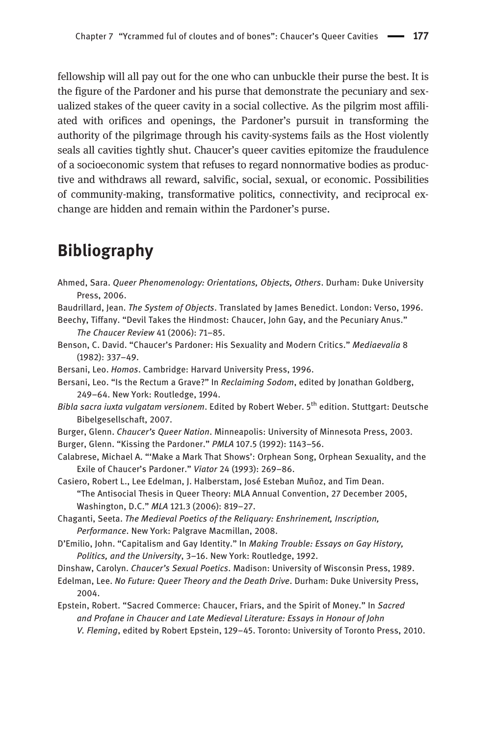fellowship will all pay out for the one who can unbuckle their purse the best. It is the figure of the Pardoner and his purse that demonstrate the pecuniary and sexualized stakes of the queer cavity in a social collective. As the pilgrim most affiliated with orifices and openings, the Pardoner's pursuit in transforming the authority of the pilgrimage through his cavity-systems fails as the Host violently seals all cavities tightly shut. Chaucer's queer cavities epitomize the fraudulence of a socioeconomic system that refuses to regard nonnormative bodies as productive and withdraws all reward, salvific, social, sexual, or economic. Possibilities of community-making, transformative politics, connectivity, and reciprocal exchange are hidden and remain within the Pardoner's purse.

## Bibliography

Ahmed, Sara. *Queer Phenomenology: Orientations, Objects, Others*. Durham: Duke University Press, 2006.

Baudrillard, Jean. *The System of Objects*. Translated by James Benedict. London: Verso, 1996.

Beechy, Tiffany. "Devil Takes the Hindmost: Chaucer, John Gay, and the Pecuniary Anus." *The Chaucer Review* 41 (2006): 71–85.

Benson, C. David. "Chaucer's Pardoner: His Sexuality and Modern Critics." *Mediaevalia* 8 (1982): 337–49.

Bersani, Leo. *Homos*. Cambridge: Harvard University Press, 1996.

Bersani, Leo. "Is the Rectum a Grave?" In *Reclaiming Sodom*, edited by Jonathan Goldberg, 249–64. New York: Routledge, 1994.

*Bibla sacra iuxta vulgatam versionem*. Edited by Robert Weber. 5th edition. Stuttgart: Deutsche Bibelgesellschaft, 2007.

Burger, Glenn. *Chaucer's Queer Nation*. Minneapolis: University of Minnesota Press, 2003.

Burger, Glenn. "Kissing the Pardoner." *PMLA* 107.5 (1992): 1143–56.

Calabrese, Michael A. "'Make a Mark That Shows': Orphean Song, Orphean Sexuality, and the Exile of Chaucer's Pardoner." *Viator* 24 (1993): 269–86.

Casiero, Robert L., Lee Edelman, J. Halberstam, José Esteban Muñoz, and Tim Dean. "The Antisocial Thesis in Queer Theory: MLA Annual Convention, 27 December 2005, Washington, D.C." *MLA* 121.3 (2006): 819–27.

Chaganti, Seeta. *The Medieval Poetics of the Reliquary: Enshrinement, Inscription, Performance*. New York: Palgrave Macmillan, 2008.

D'Emilio, John. "Capitalism and Gay Identity." In *Making Trouble: Essays on Gay History, Politics, and the University*, 3–16. New York: Routledge, 1992.

Dinshaw, Carolyn. *Chaucer's Sexual Poetics*. Madison: University of Wisconsin Press, 1989.

Edelman, Lee. *No Future: Queer Theory and the Death Drive*. Durham: Duke University Press, 2004.

Epstein, Robert. "Sacred Commerce: Chaucer, Friars, and the Spirit of Money." In *Sacred and Profane in Chaucer and Late Medieval Literature: Essays in Honour of John V. Fleming*, edited by Robert Epstein, 129–45. Toronto: University of Toronto Press, 2010.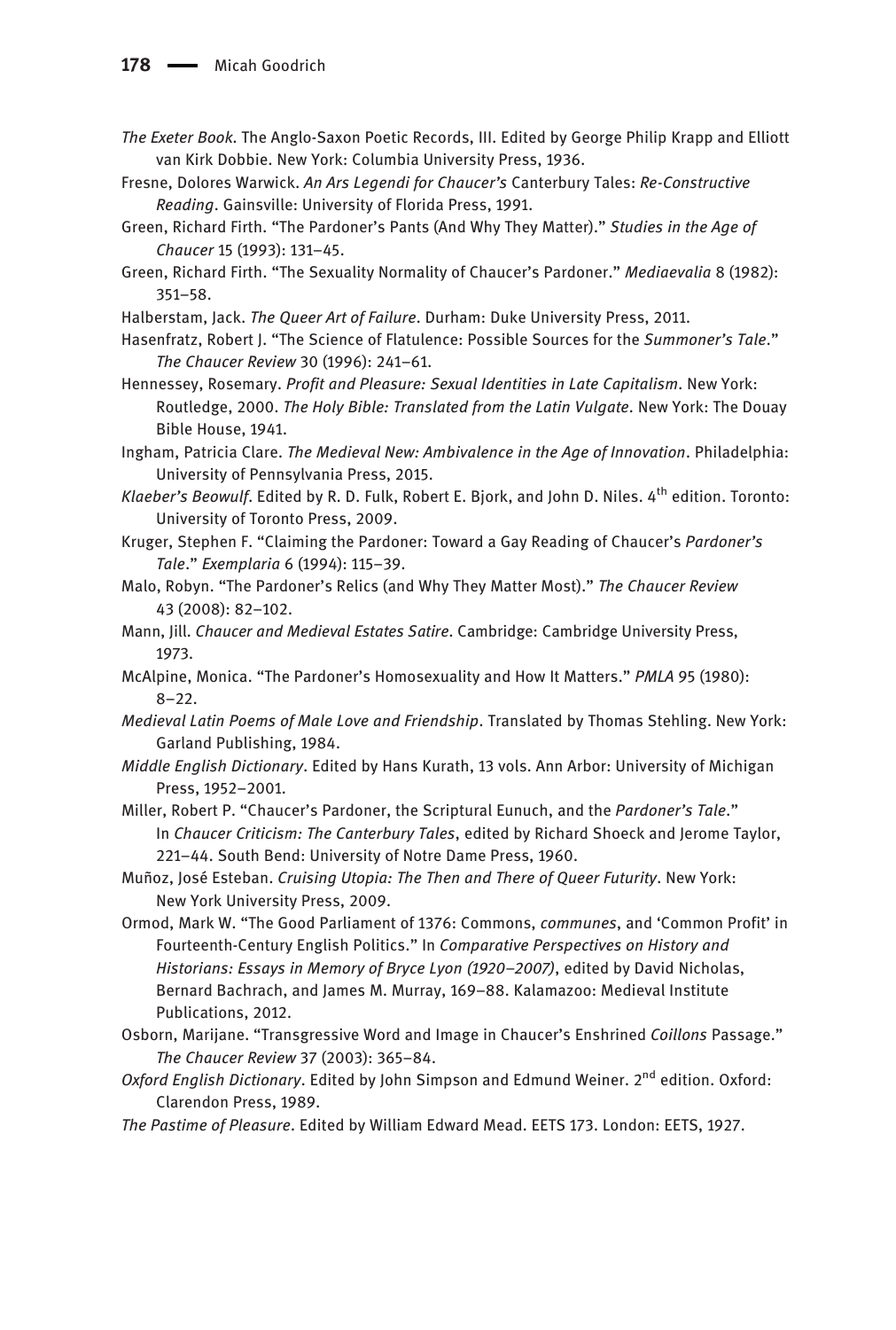*The Exeter Book*. The Anglo-Saxon Poetic Records, III. Edited by George Philip Krapp and Elliott van Kirk Dobbie. New York: Columbia University Press, 1936.

Fresne, Dolores Warwick. *An Ars Legendi for Chaucer's* Canterbury Tales: *Re-Constructive Reading*. Gainsville: University of Florida Press, 1991.

Green, Richard Firth. "The Pardoner's Pants (And Why They Matter)." *Studies in the Age of Chaucer* 15 (1993): 131–45.

Green, Richard Firth. "The Sexuality Normality of Chaucer's Pardoner." *Mediaevalia* 8 (1982): 351–58.

Halberstam, Jack. *The Queer Art of Failure*. Durham: Duke University Press, 2011.

Hasenfratz, Robert J. "The Science of Flatulence: Possible Sources for the *Summoner's Tale*." *The Chaucer Review* 30 (1996): 241–61.

Hennessey, Rosemary. *Profit and Pleasure: Sexual Identities in Late Capitalism*. New York: Routledge, 2000. *The Holy Bible: Translated from the Latin Vulgate*. New York: The Douay Bible House, 1941.

Ingham, Patricia Clare. *The Medieval New: Ambivalence in the Age of Innovation*. Philadelphia: University of Pennsylvania Press, 2015.

*Klaeber's Beowulf*. Edited by R. D. Fulk, Robert E. Bjork, and John D. Niles. 4th edition. Toronto: University of Toronto Press, 2009.

Kruger, Stephen F. "Claiming the Pardoner: Toward a Gay Reading of Chaucer's *Pardoner's Tale*." *Exemplaria* 6 (1994): 115–39.

Malo, Robyn. "The Pardoner's Relics (and Why They Matter Most)." *The Chaucer Review* 43 (2008): 82–102.

Mann, Jill. *Chaucer and Medieval Estates Satire*. Cambridge: Cambridge University Press, 1973.

McAlpine, Monica. "The Pardoner's Homosexuality and How It Matters." *PMLA* 95 (1980): 8–22.

*Medieval Latin Poems of Male Love and Friendship*. Translated by Thomas Stehling. New York: Garland Publishing, 1984.

*Middle English Dictionary*. Edited by Hans Kurath, 13 vols. Ann Arbor: University of Michigan Press, 1952–2001.

Miller, Robert P. "Chaucer's Pardoner, the Scriptural Eunuch, and the *Pardoner's Tale*." In *Chaucer Criticism: The Canterbury Tales*, edited by Richard Shoeck and Jerome Taylor, 221–44. South Bend: University of Notre Dame Press, 1960.

Muñoz, José Esteban. *Cruising Utopia: The Then and There of Queer Futurity*. New York: New York University Press, 2009.

Ormod, Mark W. "The Good Parliament of 1376: Commons, *communes*, and 'Common Profit' in Fourteenth-Century English Politics." In *Comparative Perspectives on History and Historians: Essays in Memory of Bryce Lyon (1920–2007)*, edited by David Nicholas, Bernard Bachrach, and James M. Murray, 169–88. Kalamazoo: Medieval Institute Publications, 2012.

Osborn, Marijane. "Transgressive Word and Image in Chaucer's Enshrined *Coillons* Passage." *The Chaucer Review* 37 (2003): 365–84.

*Oxford English Dictionary*. Edited by John Simpson and Edmund Weiner. 2nd edition. Oxford: Clarendon Press, 1989.

*The Pastime of Pleasure*. Edited by William Edward Mead. EETS 173. London: EETS, 1927.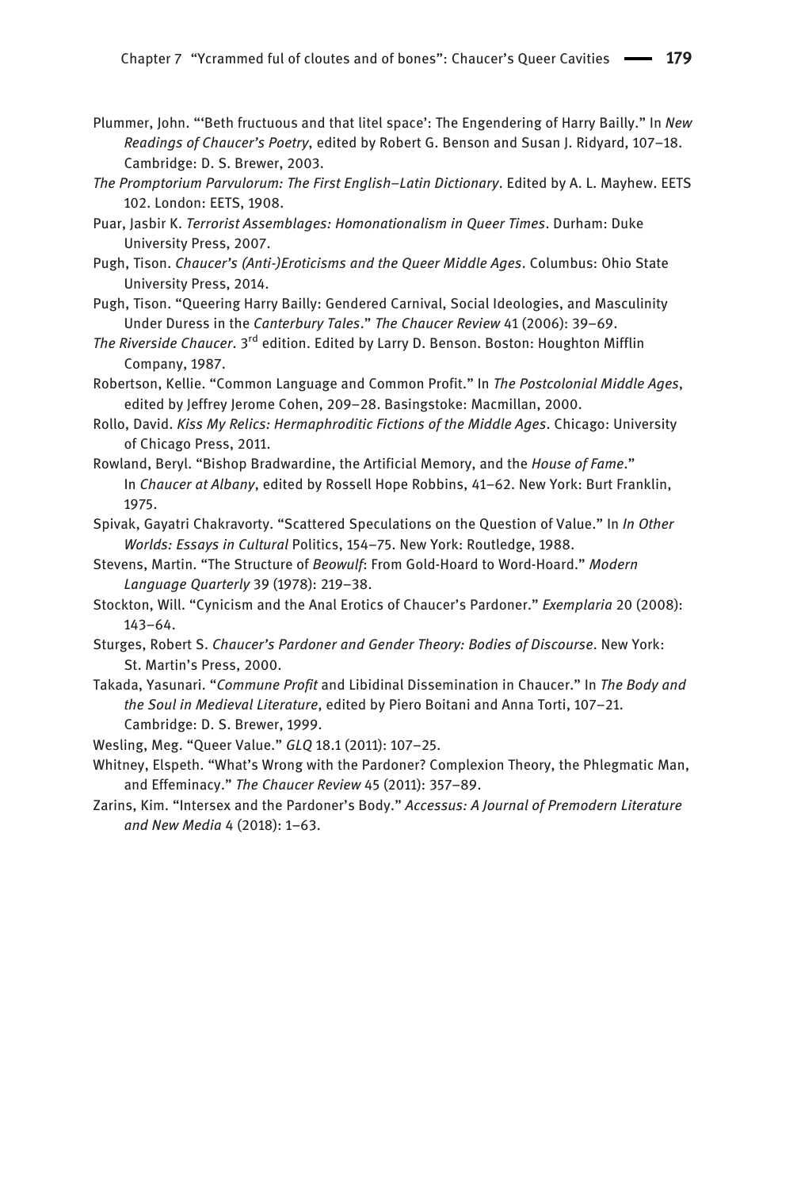Plummer, John. "'Beth fructuous and that litel space': The Engendering of Harry Bailly." In *New Readings of Chaucer's Poetry*, edited by Robert G. Benson and Susan J. Ridyard, 107–18. Cambridge: D. S. Brewer, 2003.

*The Promptorium Parvulorum: The First English–Latin Dictionary*. Edited by A. L. Mayhew. EETS 102. London: EETS, 1908.

Puar, Jasbir K. *Terrorist Assemblages: Homonationalism in Queer Times*. Durham: Duke University Press, 2007.

Pugh, Tison. *Chaucer's (Anti-)Eroticisms and the Queer Middle Ages*. Columbus: Ohio State University Press, 2014.

Pugh, Tison. "Queering Harry Bailly: Gendered Carnival, Social Ideologies, and Masculinity Under Duress in the *Canterbury Tales*." *The Chaucer Review* 41 (2006): 39–69.

*The Riverside Chaucer*. 3rd edition. Edited by Larry D. Benson. Boston: Houghton Mifflin Company, 1987.

Robertson, Kellie. "Common Language and Common Profit." In *The Postcolonial Middle Ages*, edited by Jeffrey Jerome Cohen, 209–28. Basingstoke: Macmillan, 2000.

Rollo, David. *Kiss My Relics: Hermaphroditic Fictions of the Middle Ages*. Chicago: University of Chicago Press, 2011.

Rowland, Beryl. "Bishop Bradwardine, the Artificial Memory, and the *House of Fame*." In *Chaucer at Albany*, edited by Rossell Hope Robbins, 41–62. New York: Burt Franklin, 1975.

Spivak, Gayatri Chakravorty. "Scattered Speculations on the Question of Value." In *In Other Worlds: Essays in Cultural* Politics, 154–75. New York: Routledge, 1988.

Stevens, Martin. "The Structure of *Beowulf*: From Gold-Hoard to Word-Hoard." *Modern Language Quarterly* 39 (1978): 219–38.

Stockton, Will. "Cynicism and the Anal Erotics of Chaucer's Pardoner." *Exemplaria* 20 (2008): 143–64.

Sturges, Robert S. *Chaucer's Pardoner and Gender Theory: Bodies of Discourse*. New York: St. Martin's Press, 2000.

Takada, Yasunari. "*Commune Profit* and Libidinal Dissemination in Chaucer." In *The Body and the Soul in Medieval Literature*, edited by Piero Boitani and Anna Torti, 107–21. Cambridge: D. S. Brewer, 1999.

Wesling, Meg. "Queer Value." *GLQ* 18.1 (2011): 107–25.

Whitney, Elspeth. "What's Wrong with the Pardoner? Complexion Theory, the Phlegmatic Man, and Effeminacy." *The Chaucer Review* 45 (2011): 357–89.

Zarins, Kim. "Intersex and the Pardoner's Body." *Accessus: A Journal of Premodern Literature and New Media* 4 (2018): 1–63.